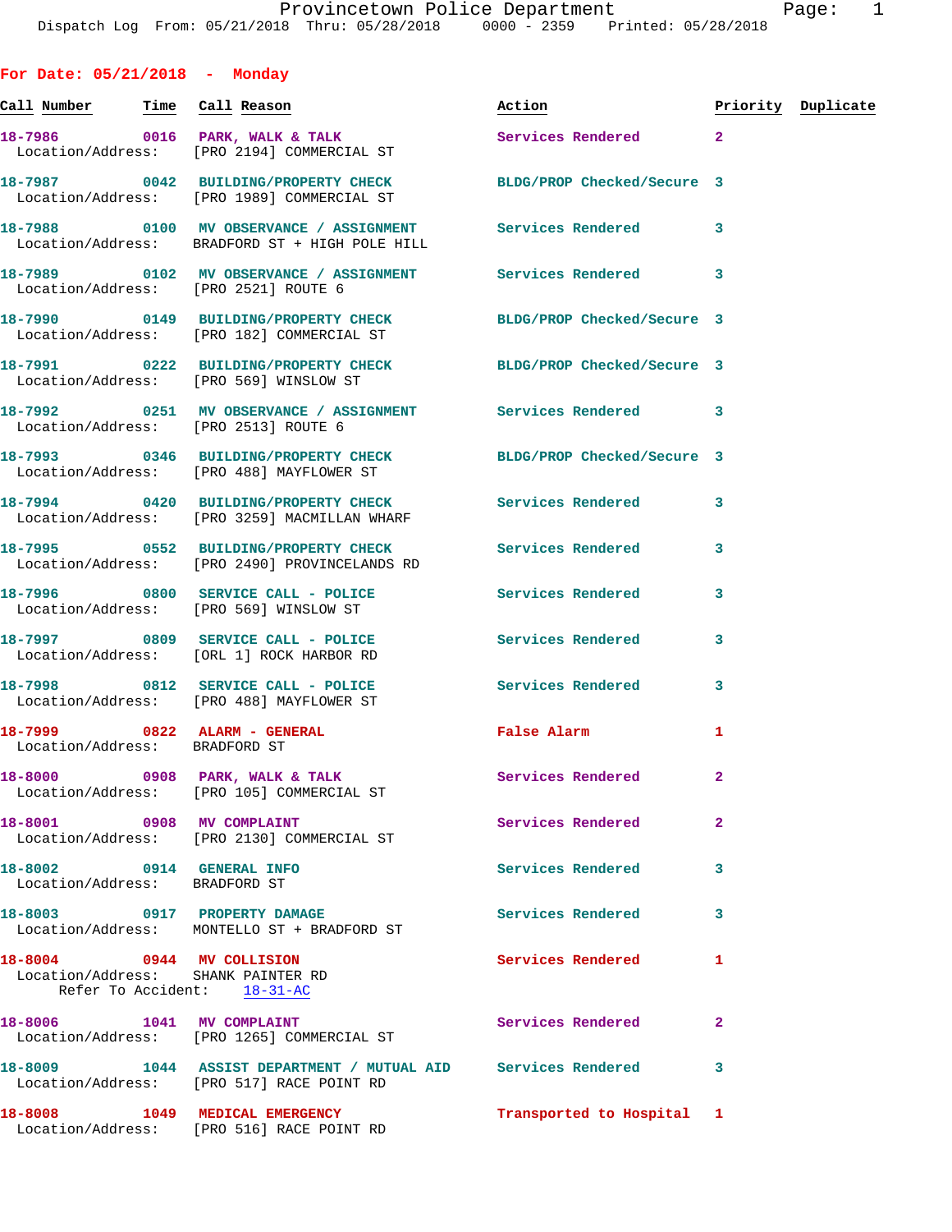# Provincetown Police Department

Dispatch Log From: 05/21/2018 Thru: 05/28/2018 0000 - 2359 Printed: 05/28/2018

## For Date: 05/21/2018 - Monday

| Call Number | Time | Call Reason | Action | Priority | Duplicate |
|---|---|---|---|---|---|
| 18-7986 | 0016 | PARK, WALK & TALK | Services Rendered | 2 | |
| Location/Address: | | [PRO 2194] COMMERCIAL ST | | | |
| 18-7987 | 0042 | BUILDING/PROPERTY CHECK | BLDG/PROP Checked/Secure | 3 | |
| Location/Address: | | [PRO 1989] COMMERCIAL ST | | | |
| 18-7988 | 0100 | MV OBSERVANCE / ASSIGNMENT | Services Rendered | 3 | |
| Location/Address: | | BRADFORD ST + HIGH POLE HILL | | | |
| 18-7989 | 0102 | MV OBSERVANCE / ASSIGNMENT | Services Rendered | 3 | |
| Location/Address: | | [PRO 2521] ROUTE 6 | | | |
| 18-7990 | 0149 | BUILDING/PROPERTY CHECK | BLDG/PROP Checked/Secure | 3 | |
| Location/Address: | | [PRO 182] COMMERCIAL ST | | | |
| 18-7991 | 0222 | BUILDING/PROPERTY CHECK | BLDG/PROP Checked/Secure | 3 | |
| Location/Address: | | [PRO 569] WINSLOW ST | | | |
| 18-7992 | 0251 | MV OBSERVANCE / ASSIGNMENT | Services Rendered | 3 | |
| Location/Address: | | [PRO 2513] ROUTE 6 | | | |
| 18-7993 | 0346 | BUILDING/PROPERTY CHECK | BLDG/PROP Checked/Secure | 3 | |
| Location/Address: | | [PRO 488] MAYFLOWER ST | | | |
| 18-7994 | 0420 | BUILDING/PROPERTY CHECK | Services Rendered | 3 | |
| Location/Address: | | [PRO 3259] MACMILLAN WHARF | | | |
| 18-7995 | 0552 | BUILDING/PROPERTY CHECK | Services Rendered | 3 | |
| Location/Address: | | [PRO 2490] PROVINCELANDS RD | | | |
| 18-7996 | 0800 | SERVICE CALL - POLICE | Services Rendered | 3 | |
| Location/Address: | | [PRO 569] WINSLOW ST | | | |
| 18-7997 | 0809 | SERVICE CALL - POLICE | Services Rendered | 3 | |
| Location/Address: | | [ORL 1] ROCK HARBOR RD | | | |
| 18-7998 | 0812 | SERVICE CALL - POLICE | Services Rendered | 3 | |
| Location/Address: | | [PRO 488] MAYFLOWER ST | | | |
| 18-7999 | 0822 | ALARM - GENERAL | False Alarm | 1 | |
| Location/Address: | | BRADFORD ST | | | |
| 18-8000 | 0908 | PARK, WALK & TALK | Services Rendered | 2 | |
| Location/Address: | | [PRO 105] COMMERCIAL ST | | | |
| 18-8001 | 0908 | MV COMPLAINT | Services Rendered | 2 | |
| Location/Address: | | [PRO 2130] COMMERCIAL ST | | | |
| 18-8002 | 0914 | GENERAL INFO | Services Rendered | 3 | |
| Location/Address: | | BRADFORD ST | | | |
| 18-8003 | 0917 | PROPERTY DAMAGE | Services Rendered | 3 | |
| Location/Address: | | MONTELLO ST + BRADFORD ST | | | |
| 18-8004 | 0944 | MV COLLISION | Services Rendered | 1 | |
| Location/Address: | | SHANK PAINTER RD | | | |
| Refer To Accident: | | 18-31-AC | | | |
| 18-8006 | 1041 | MV COMPLAINT | Services Rendered | 2 | |
| Location/Address: | | [PRO 1265] COMMERCIAL ST | | | |
| 18-8009 | 1044 | ASSIST DEPARTMENT / MUTUAL AID | Services Rendered | 3 | |
| Location/Address: | | [PRO 517] RACE POINT RD | | | |
| 18-8008 | 1049 | MEDICAL EMERGENCY | Transported to Hospital | 1 | |
| Location/Address: | | [PRO 516] RACE POINT RD | | | |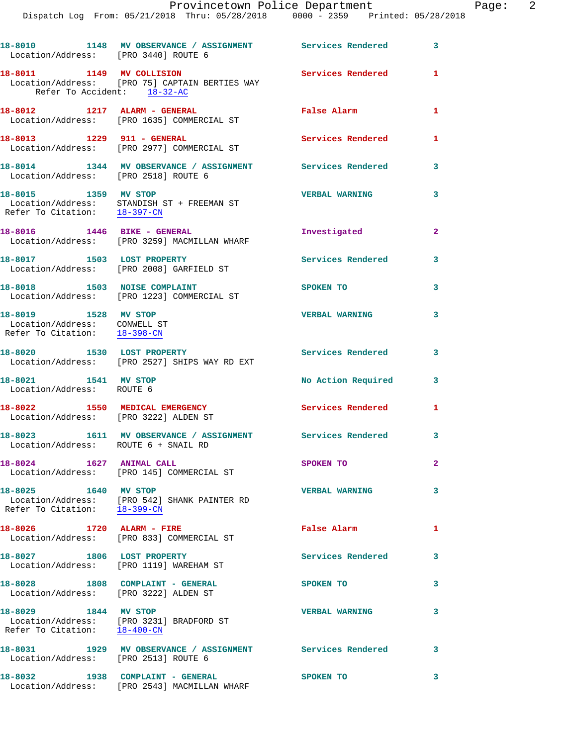18-8010 1148 MV OBSERVANCE / ASSIGNMENT Services Rendered 3
Location/Address: [PRO 3440] ROUTE 6

18-8011 1149 MV COLLISION Services Rendered 1
Location/Address: [PRO 75] CAPTAIN BERTIES WAY
Refer To Accident: 18-32-AC

18-8012 1217 ALARM - GENERAL False Alarm 1
Location/Address: [PRO 1635] COMMERCIAL ST

18-8013 1229 911 - GENERAL Services Rendered 1
Location/Address: [PRO 2977] COMMERCIAL ST

18-8014 1344 MV OBSERVANCE / ASSIGNMENT Services Rendered 3
Location/Address: [PRO 2518] ROUTE 6

18-8015 1359 MV STOP VERBAL WARNING 3
Location/Address: STANDISH ST + FREEMAN ST
Refer To Citation: 18-397-CN

18-8016 1446 BIKE - GENERAL Investigated 2
Location/Address: [PRO 3259] MACMILLAN WHARF

18-8017 1503 LOST PROPERTY Services Rendered 3
Location/Address: [PRO 2008] GARFIELD ST

18-8018 1503 NOISE COMPLAINT SPOKEN TO 3
Location/Address: [PRO 1223] COMMERCIAL ST

18-8019 1528 MV STOP VERBAL WARNING 3
Location/Address: CONWELL ST
Refer To Citation: 18-398-CN

18-8020 1530 LOST PROPERTY Services Rendered 3
Location/Address: [PRO 2527] SHIPS WAY RD EXT

18-8021 1541 MV STOP No Action Required 3
Location/Address: ROUTE 6

18-8022 1550 MEDICAL EMERGENCY Services Rendered 1
Location/Address: [PRO 3222] ALDEN ST

18-8023 1611 MV OBSERVANCE / ASSIGNMENT Services Rendered 3
Location/Address: ROUTE 6 + SNAIL RD

18-8024 1627 ANIMAL CALL SPOKEN TO 2
Location/Address: [PRO 145] COMMERCIAL ST

18-8025 1640 MV STOP VERBAL WARNING 3
Location/Address: [PRO 542] SHANK PAINTER RD
Refer To Citation: 18-399-CN

18-8026 1720 ALARM - FIRE False Alarm 1
Location/Address: [PRO 833] COMMERCIAL ST

18-8027 1806 LOST PROPERTY Services Rendered 3
Location/Address: [PRO 1119] WAREHAM ST

18-8028 1808 COMPLAINT - GENERAL SPOKEN TO 3
Location/Address: [PRO 3222] ALDEN ST

18-8029 1844 MV STOP VERBAL WARNING 3
Location/Address: [PRO 3231] BRADFORD ST
Refer To Citation: 18-400-CN

18-8031 1929 MV OBSERVANCE / ASSIGNMENT Services Rendered 3
Location/Address: [PRO 2513] ROUTE 6

18-8032 1938 COMPLAINT - GENERAL SPOKEN TO 3
Location/Address: [PRO 2543] MACMILLAN WHARF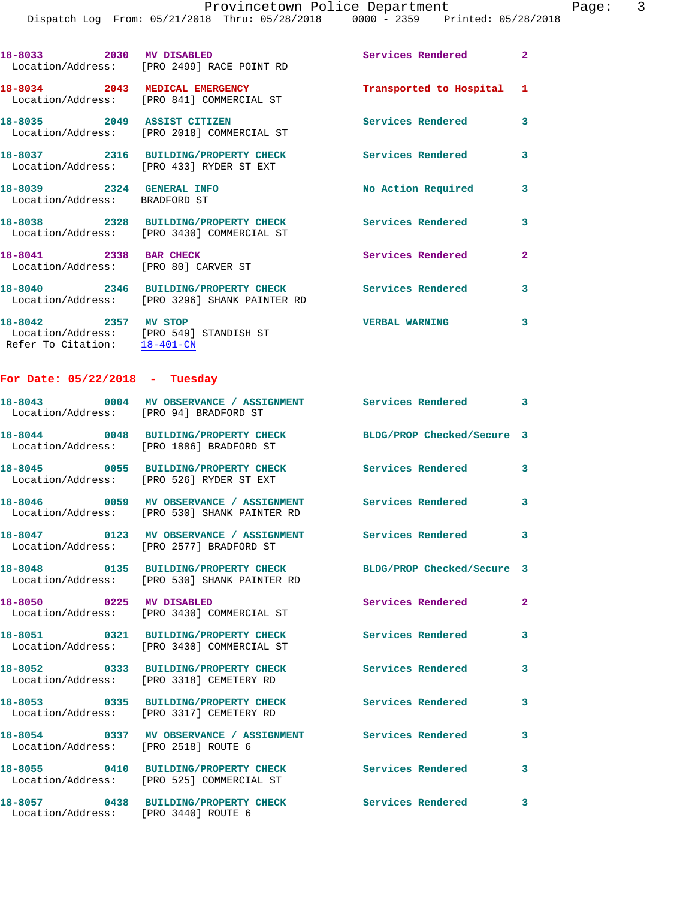18-8033 2030 **MV DISABLED** Services Rendered 2
Location/Address: [PRO 2499] RACE POINT RD

18-8034 2043 **MEDICAL EMERGENCY** Transported to Hospital 1
Location/Address: [PRO 841] COMMERCIAL ST

18-8035 2049 **ASSIST CITIZEN** Services Rendered 3
Location/Address: [PRO 2018] COMMERCIAL ST

18-8037 2316 **BUILDING/PROPERTY CHECK** Services Rendered 3
Location/Address: [PRO 433] RYDER ST EXT

18-8039 2324 **GENERAL INFO** No Action Required 3
Location/Address: BRADFORD ST

18-8038 2328 **BUILDING/PROPERTY CHECK** Services Rendered 3
Location/Address: [PRO 3430] COMMERCIAL ST

18-8041 2338 **BAR CHECK** Services Rendered 2
Location/Address: [PRO 80] CARVER ST

18-8040 2346 **BUILDING/PROPERTY CHECK** Services Rendered 3
Location/Address: [PRO 3296] SHANK PAINTER RD

18-8042 2357 **MV STOP** VERBAL WARNING 3
Location/Address: [PRO 549] STANDISH ST
Refer To Citation: 18-401-CN

## For Date: 05/22/2018 - Tuesday

18-8043 0004 **MV OBSERVANCE / ASSIGNMENT** Services Rendered 3
Location/Address: [PRO 94] BRADFORD ST

18-8044 0048 **BUILDING/PROPERTY CHECK** BLDG/PROP Checked/Secure 3
Location/Address: [PRO 1886] BRADFORD ST

18-8045 0055 **BUILDING/PROPERTY CHECK** Services Rendered 3
Location/Address: [PRO 526] RYDER ST EXT

18-8046 0059 **MV OBSERVANCE / ASSIGNMENT** Services Rendered 3
Location/Address: [PRO 530] SHANK PAINTER RD

18-8047 0123 **MV OBSERVANCE / ASSIGNMENT** Services Rendered 3
Location/Address: [PRO 2577] BRADFORD ST

18-8048 0135 **BUILDING/PROPERTY CHECK** BLDG/PROP Checked/Secure 3
Location/Address: [PRO 530] SHANK PAINTER RD

18-8050 0225 **MV DISABLED** Services Rendered 2
Location/Address: [PRO 3430] COMMERCIAL ST

18-8051 0321 **BUILDING/PROPERTY CHECK** Services Rendered 3
Location/Address: [PRO 3430] COMMERCIAL ST

18-8052 0333 **BUILDING/PROPERTY CHECK** Services Rendered 3
Location/Address: [PRO 3318] CEMETERY RD

18-8053 0335 **BUILDING/PROPERTY CHECK** Services Rendered 3
Location/Address: [PRO 3317] CEMETERY RD

18-8054 0337 **MV OBSERVANCE / ASSIGNMENT** Services Rendered 3
Location/Address: [PRO 2518] ROUTE 6

18-8055 0410 **BUILDING/PROPERTY CHECK** Services Rendered 3
Location/Address: [PRO 525] COMMERCIAL ST

18-8057 0438 **BUILDING/PROPERTY CHECK** Services Rendered 3
Location/Address: [PRO 3440] ROUTE 6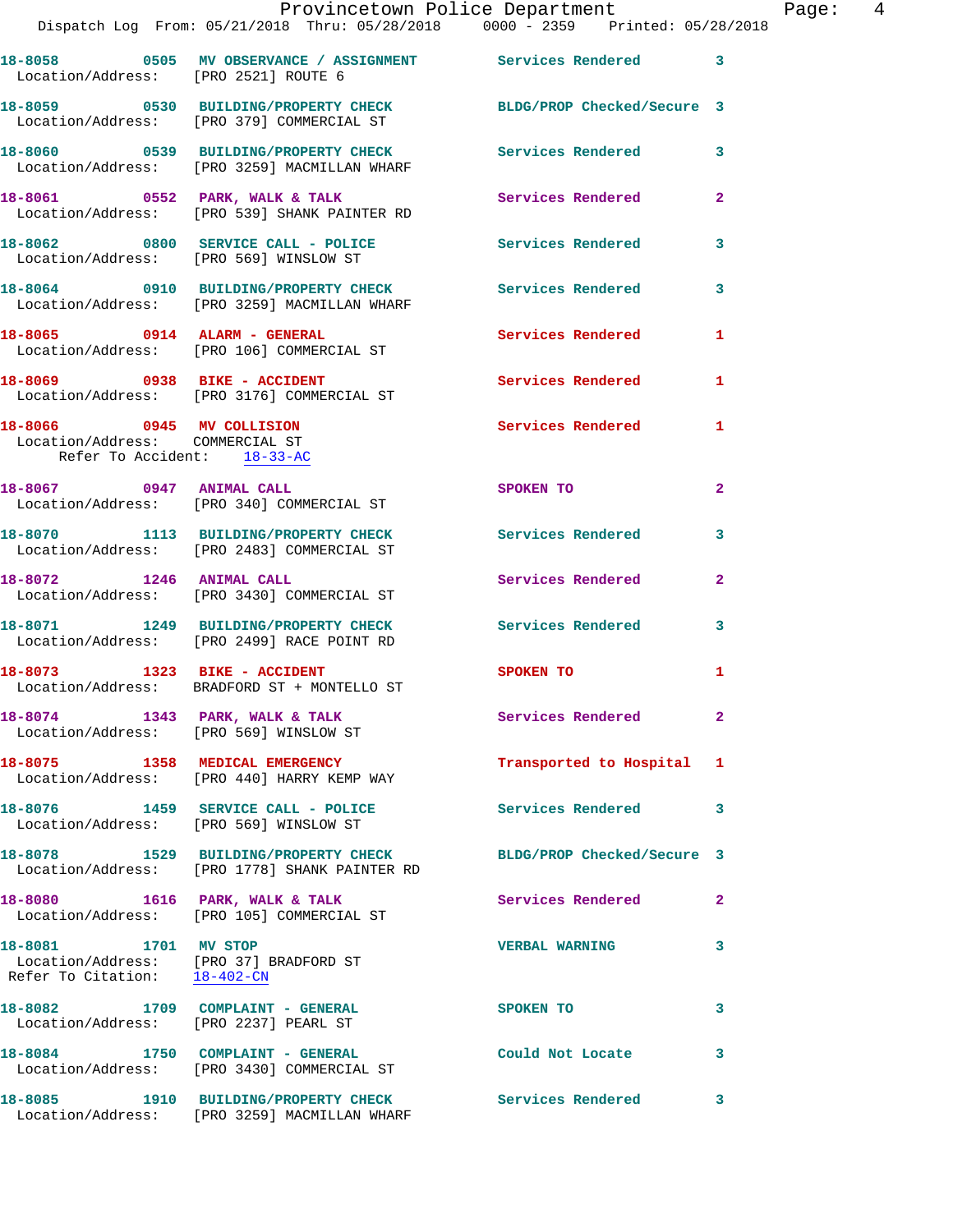18-8058 0505 MV OBSERVANCE / ASSIGNMENT Services Rendered 3
Location/Address: [PRO 2521] ROUTE 6

18-8059 0530 BUILDING/PROPERTY CHECK BLDG/PROP Checked/Secure 3
Location/Address: [PRO 379] COMMERCIAL ST

18-8060 0539 BUILDING/PROPERTY CHECK Services Rendered 3
Location/Address: [PRO 3259] MACMILLAN WHARF

18-8061 0552 PARK, WALK & TALK Services Rendered 2
Location/Address: [PRO 539] SHANK PAINTER RD

18-8062 0800 SERVICE CALL - POLICE Services Rendered 3
Location/Address: [PRO 569] WINSLOW ST

18-8064 0910 BUILDING/PROPERTY CHECK Services Rendered 3
Location/Address: [PRO 3259] MACMILLAN WHARF

18-8065 0914 ALARM - GENERAL Services Rendered 1
Location/Address: [PRO 106] COMMERCIAL ST

18-8069 0938 BIKE - ACCIDENT Services Rendered 1
Location/Address: [PRO 3176] COMMERCIAL ST

18-8066 0945 MV COLLISION Services Rendered 1
Location/Address: COMMERCIAL ST
Refer To Accident: 18-33-AC

18-8067 0947 ANIMAL CALL SPOKEN TO 2
Location/Address: [PRO 340] COMMERCIAL ST

18-8070 1113 BUILDING/PROPERTY CHECK Services Rendered 3
Location/Address: [PRO 2483] COMMERCIAL ST

18-8072 1246 ANIMAL CALL Services Rendered 2
Location/Address: [PRO 3430] COMMERCIAL ST

18-8071 1249 BUILDING/PROPERTY CHECK Services Rendered 3
Location/Address: [PRO 2499] RACE POINT RD

18-8073 1323 BIKE - ACCIDENT SPOKEN TO 1
Location/Address: BRADFORD ST + MONTELLO ST

18-8074 1343 PARK, WALK & TALK Services Rendered 2
Location/Address: [PRO 569] WINSLOW ST

18-8075 1358 MEDICAL EMERGENCY Transported to Hospital 1
Location/Address: [PRO 440] HARRY KEMP WAY

18-8076 1459 SERVICE CALL - POLICE Services Rendered 3
Location/Address: [PRO 569] WINSLOW ST

18-8078 1529 BUILDING/PROPERTY CHECK BLDG/PROP Checked/Secure 3
Location/Address: [PRO 1778] SHANK PAINTER RD

18-8080 1616 PARK, WALK & TALK Services Rendered 2
Location/Address: [PRO 105] COMMERCIAL ST

18-8081 1701 MV STOP VERBAL WARNING 3
Location/Address: [PRO 37] BRADFORD ST
Refer To Citation: 18-402-CN

18-8082 1709 COMPLAINT - GENERAL SPOKEN TO 3
Location/Address: [PRO 2237] PEARL ST

18-8084 1750 COMPLAINT - GENERAL Could Not Locate 3
Location/Address: [PRO 3430] COMMERCIAL ST

18-8085 1910 BUILDING/PROPERTY CHECK Services Rendered 3
Location/Address: [PRO 3259] MACMILLAN WHARF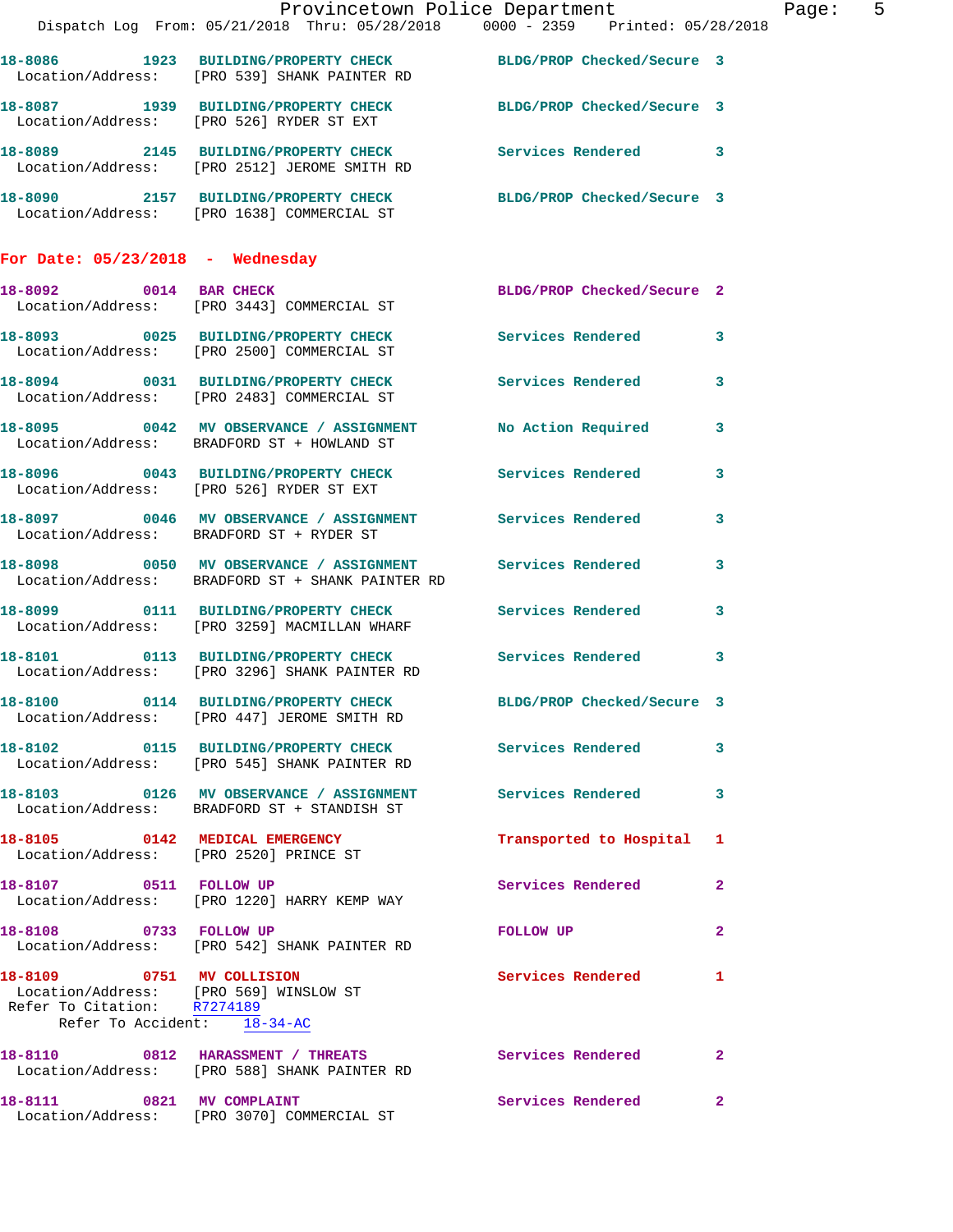18-8086 1923 **BUILDING/PROPERTY CHECK** BLDG/PROP Checked/Secure 3
Location/Address: [PRO 539] SHANK PAINTER RD

18-8087 1939 **BUILDING/PROPERTY CHECK** BLDG/PROP Checked/Secure 3
Location/Address: [PRO 526] RYDER ST EXT

18-8089 2145 **BUILDING/PROPERTY CHECK** Services Rendered 3
Location/Address: [PRO 2512] JEROME SMITH RD

18-8090 2157 **BUILDING/PROPERTY CHECK** BLDG/PROP Checked/Secure 3
Location/Address: [PRO 1638] COMMERCIAL ST

## For Date: 05/23/2018 - Wednesday

18-8092 0014 **BAR CHECK** BLDG/PROP Checked/Secure 2
Location/Address: [PRO 3443] COMMERCIAL ST

18-8093 0025 **BUILDING/PROPERTY CHECK** Services Rendered 3
Location/Address: [PRO 2500] COMMERCIAL ST

18-8094 0031 **BUILDING/PROPERTY CHECK** Services Rendered 3
Location/Address: [PRO 2483] COMMERCIAL ST

18-8095 0042 **MV OBSERVANCE / ASSIGNMENT** No Action Required 3
Location/Address: BRADFORD ST + HOWLAND ST

18-8096 0043 **BUILDING/PROPERTY CHECK** Services Rendered 3
Location/Address: [PRO 526] RYDER ST EXT

18-8097 0046 **MV OBSERVANCE / ASSIGNMENT** Services Rendered 3
Location/Address: BRADFORD ST + RYDER ST

18-8098 0050 **MV OBSERVANCE / ASSIGNMENT** Services Rendered 3
Location/Address: BRADFORD ST + SHANK PAINTER RD

18-8099 0111 **BUILDING/PROPERTY CHECK** Services Rendered 3
Location/Address: [PRO 3259] MACMILLAN WHARF

18-8101 0113 **BUILDING/PROPERTY CHECK** Services Rendered 3
Location/Address: [PRO 3296] SHANK PAINTER RD

18-8100 0114 **BUILDING/PROPERTY CHECK** BLDG/PROP Checked/Secure 3
Location/Address: [PRO 447] JEROME SMITH RD

18-8102 0115 **BUILDING/PROPERTY CHECK** Services Rendered 3
Location/Address: [PRO 545] SHANK PAINTER RD

18-8103 0126 **MV OBSERVANCE / ASSIGNMENT** Services Rendered 3
Location/Address: BRADFORD ST + STANDISH ST

18-8105 0142 **MEDICAL EMERGENCY** Transported to Hospital 1
Location/Address: [PRO 2520] PRINCE ST

18-8107 0511 **FOLLOW UP** Services Rendered 2
Location/Address: [PRO 1220] HARRY KEMP WAY

18-8108 0733 **FOLLOW UP** FOLLOW UP 2
Location/Address: [PRO 542] SHANK PAINTER RD

18-8109 0751 **MV COLLISION** Services Rendered 1
Location/Address: [PRO 569] WINSLOW ST
Refer To Citation: R7274189
Refer To Accident: 18-34-AC

18-8110 0812 **HARASSMENT / THREATS** Services Rendered 2
Location/Address: [PRO 588] SHANK PAINTER RD

18-8111 0821 **MV COMPLAINT** Services Rendered 2
Location/Address: [PRO 3070] COMMERCIAL ST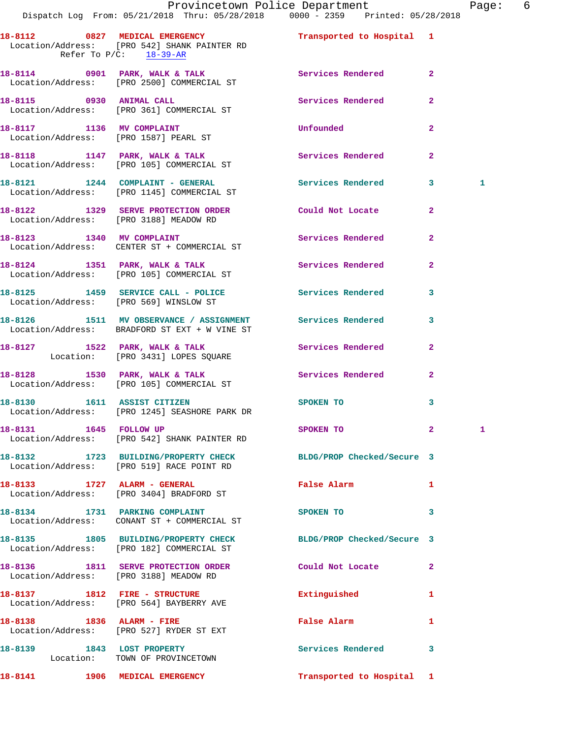18-8112 0827 MEDICAL EMERGENCY Transported to Hospital 1
Location/Address: [PRO 542] SHANK PAINTER RD
Refer To P/C: 18-39-AR

18-8114 0901 PARK, WALK & TALK Services Rendered 2
Location/Address: [PRO 2500] COMMERCIAL ST

18-8115 0930 ANIMAL CALL Services Rendered 2
Location/Address: [PRO 361] COMMERCIAL ST

18-8117 1136 MV COMPLAINT Unfounded 2
Location/Address: [PRO 1587] PEARL ST

18-8118 1147 PARK, WALK & TALK Services Rendered 2
Location/Address: [PRO 105] COMMERCIAL ST

18-8121 1244 COMPLAINT - GENERAL Services Rendered 3 1
Location/Address: [PRO 1145] COMMERCIAL ST

18-8122 1329 SERVE PROTECTION ORDER Could Not Locate 2
Location/Address: [PRO 3188] MEADOW RD

18-8123 1340 MV COMPLAINT Services Rendered 2
Location/Address: CENTER ST + COMMERCIAL ST

18-8124 1351 PARK, WALK & TALK Services Rendered 2
Location/Address: [PRO 105] COMMERCIAL ST

18-8125 1459 SERVICE CALL - POLICE Services Rendered 3
Location/Address: [PRO 569] WINSLOW ST

18-8126 1511 MV OBSERVANCE / ASSIGNMENT Services Rendered 3
Location/Address: BRADFORD ST EXT + W VINE ST

18-8127 1522 PARK, WALK & TALK Services Rendered 2
Location: [PRO 3431] LOPES SQUARE

18-8128 1530 PARK, WALK & TALK Services Rendered 2
Location/Address: [PRO 105] COMMERCIAL ST

18-8130 1611 ASSIST CITIZEN SPOKEN TO 3
Location/Address: [PRO 1245] SEASHORE PARK DR

18-8131 1645 FOLLOW UP SPOKEN TO 2 1
Location/Address: [PRO 542] SHANK PAINTER RD

18-8132 1723 BUILDING/PROPERTY CHECK BLDG/PROP Checked/Secure 3
Location/Address: [PRO 519] RACE POINT RD

18-8133 1727 ALARM - GENERAL False Alarm 1
Location/Address: [PRO 3404] BRADFORD ST

18-8134 1731 PARKING COMPLAINT SPOKEN TO 3
Location/Address: CONANT ST + COMMERCIAL ST

18-8135 1805 BUILDING/PROPERTY CHECK BLDG/PROP Checked/Secure 3
Location/Address: [PRO 182] COMMERCIAL ST

18-8136 1811 SERVE PROTECTION ORDER Could Not Locate 2
Location/Address: [PRO 3188] MEADOW RD

18-8137 1812 FIRE - STRUCTURE Extinguished 1
Location/Address: [PRO 564] BAYBERRY AVE

18-8138 1836 ALARM - FIRE False Alarm 1
Location/Address: [PRO 527] RYDER ST EXT

18-8139 1843 LOST PROPERTY Services Rendered 3
Location: TOWN OF PROVINCETOWN

18-8141 1906 MEDICAL EMERGENCY Transported to Hospital 1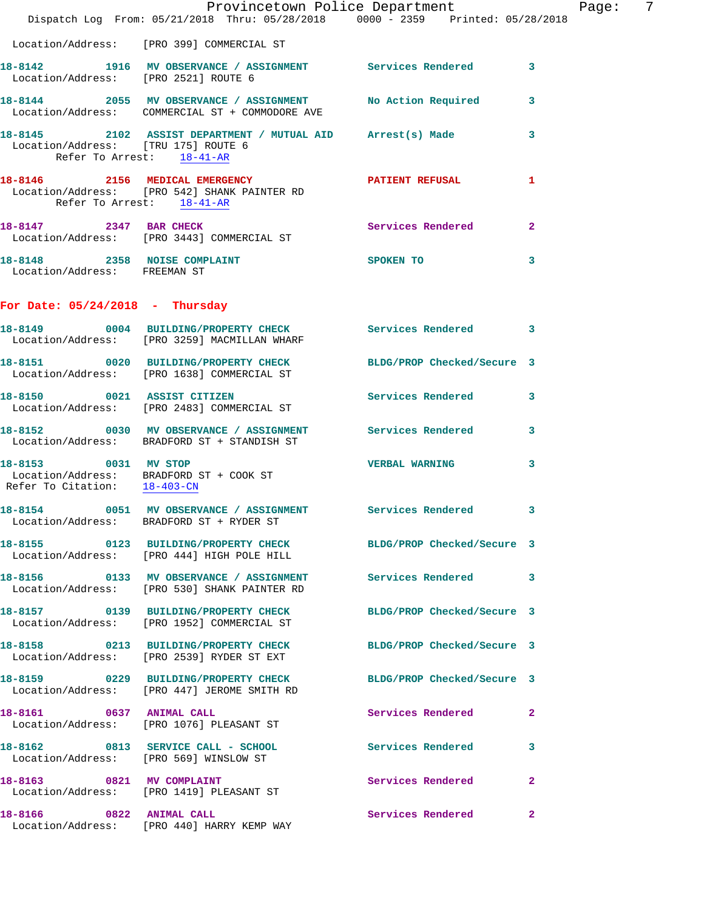Location/Address: [PRO 399] COMMERCIAL ST

**18-8142** 1916 **MV OBSERVANCE / ASSIGNMENT** Services Rendered 3
Location/Address: [PRO 2521] ROUTE 6

**18-8144** 2055 **MV OBSERVANCE / ASSIGNMENT** No Action Required 3
Location/Address: COMMERCIAL ST + COMMODORE AVE

**18-8145** 2102 **ASSIST DEPARTMENT / MUTUAL AID** Arrest(s) Made 3
Location/Address: [TRU 175] ROUTE 6
Refer To Arrest: 18-41-AR

**18-8146** 2156 **MEDICAL EMERGENCY** PATIENT REFUSAL 1
Location/Address: [PRO 542] SHANK PAINTER RD
Refer To Arrest: 18-41-AR

**18-8147** 2347 **BAR CHECK** Services Rendered 2
Location/Address: [PRO 3443] COMMERCIAL ST

**18-8148** 2358 **NOISE COMPLAINT** SPOKEN TO 3
Location/Address: FREEMAN ST

## For Date: 05/24/2018 - Thursday

**18-8149** 0004 **BUILDING/PROPERTY CHECK** Services Rendered 3
Location/Address: [PRO 3259] MACMILLAN WHARF

**18-8151** 0020 **BUILDING/PROPERTY CHECK** BLDG/PROP Checked/Secure 3
Location/Address: [PRO 1638] COMMERCIAL ST

**18-8150** 0021 **ASSIST CITIZEN** Services Rendered 3
Location/Address: [PRO 2483] COMMERCIAL ST

**18-8152** 0030 **MV OBSERVANCE / ASSIGNMENT** Services Rendered 3
Location/Address: BRADFORD ST + STANDISH ST

**18-8153** 0031 **MV STOP** VERBAL WARNING 3
Location/Address: BRADFORD ST + COOK ST
Refer To Citation: 18-403-CN

**18-8154** 0051 **MV OBSERVANCE / ASSIGNMENT** Services Rendered 3
Location/Address: BRADFORD ST + RYDER ST

**18-8155** 0123 **BUILDING/PROPERTY CHECK** BLDG/PROP Checked/Secure 3
Location/Address: [PRO 444] HIGH POLE HILL

**18-8156** 0133 **MV OBSERVANCE / ASSIGNMENT** Services Rendered 3
Location/Address: [PRO 530] SHANK PAINTER RD

**18-8157** 0139 **BUILDING/PROPERTY CHECK** BLDG/PROP Checked/Secure 3
Location/Address: [PRO 1952] COMMERCIAL ST

**18-8158** 0213 **BUILDING/PROPERTY CHECK** BLDG/PROP Checked/Secure 3
Location/Address: [PRO 2539] RYDER ST EXT

**18-8159** 0229 **BUILDING/PROPERTY CHECK** BLDG/PROP Checked/Secure 3
Location/Address: [PRO 447] JEROME SMITH RD

**18-8161** 0637 **ANIMAL CALL** Services Rendered 2
Location/Address: [PRO 1076] PLEASANT ST

**18-8162** 0813 **SERVICE CALL - SCHOOL** Services Rendered 3
Location/Address: [PRO 569] WINSLOW ST

**18-8163** 0821 **MV COMPLAINT** Services Rendered 2
Location/Address: [PRO 1419] PLEASANT ST

**18-8166** 0822 **ANIMAL CALL** Services Rendered 2
Location/Address: [PRO 440] HARRY KEMP WAY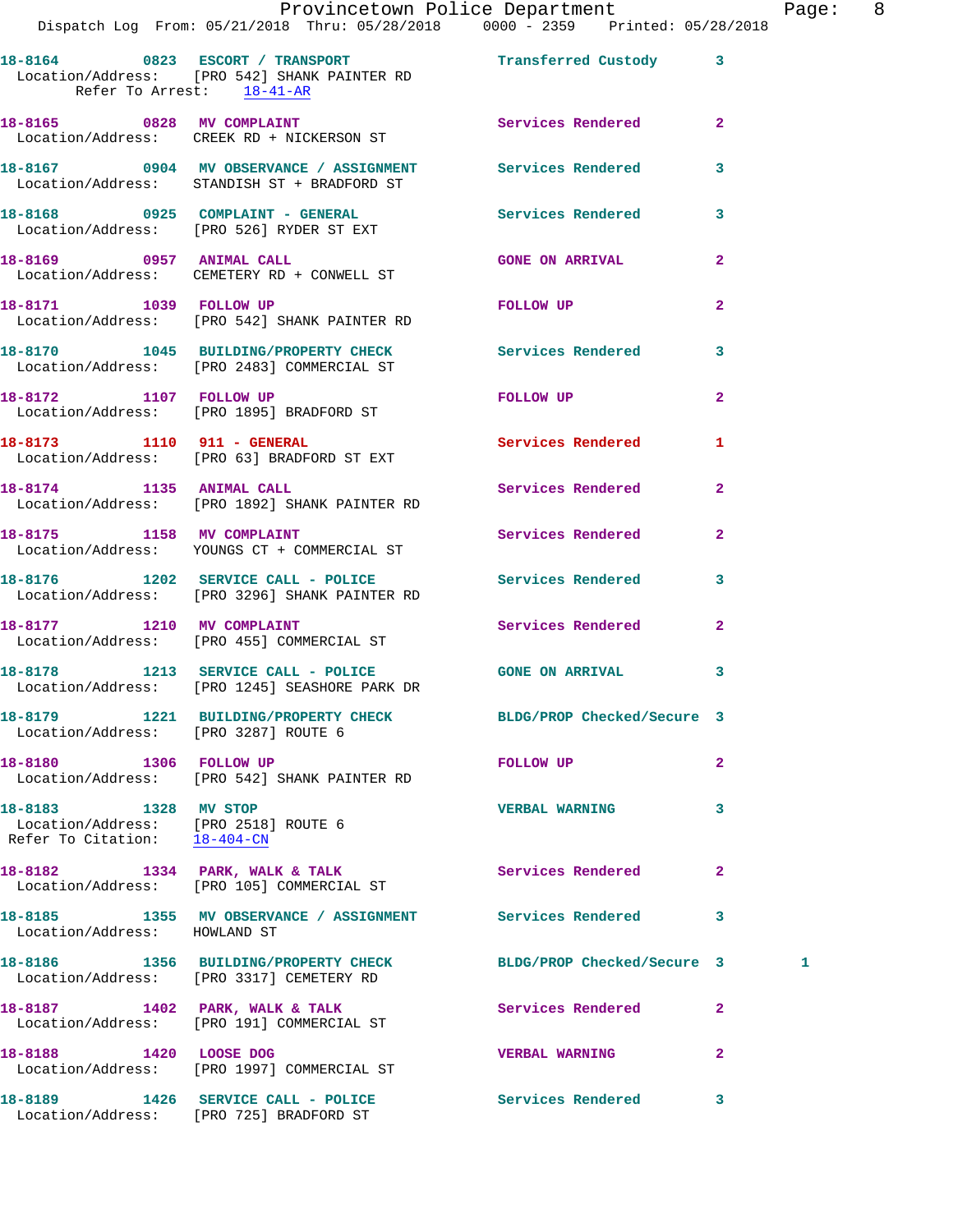18-8164 0823 ESCORT / TRANSPORT Transferred Custody 3
Location/Address: [PRO 542] SHANK PAINTER RD
Refer To Arrest: 18-41-AR

18-8165 0828 MV COMPLAINT Services Rendered 2
Location/Address: CREEK RD + NICKERSON ST

18-8167 0904 MV OBSERVANCE / ASSIGNMENT Services Rendered 3
Location/Address: STANDISH ST + BRADFORD ST

18-8168 0925 COMPLAINT - GENERAL Services Rendered 3
Location/Address: [PRO 526] RYDER ST EXT

18-8169 0957 ANIMAL CALL GONE ON ARRIVAL 2
Location/Address: CEMETERY RD + CONWELL ST

18-8171 1039 FOLLOW UP FOLLOW UP 2
Location/Address: [PRO 542] SHANK PAINTER RD

18-8170 1045 BUILDING/PROPERTY CHECK Services Rendered 3
Location/Address: [PRO 2483] COMMERCIAL ST

18-8172 1107 FOLLOW UP FOLLOW UP 2
Location/Address: [PRO 1895] BRADFORD ST

18-8173 1110 911 - GENERAL Services Rendered 1
Location/Address: [PRO 63] BRADFORD ST EXT

18-8174 1135 ANIMAL CALL Services Rendered 2
Location/Address: [PRO 1892] SHANK PAINTER RD

18-8175 1158 MV COMPLAINT Services Rendered 2
Location/Address: YOUNGS CT + COMMERCIAL ST

18-8176 1202 SERVICE CALL - POLICE Services Rendered 3
Location/Address: [PRO 3296] SHANK PAINTER RD

18-8177 1210 MV COMPLAINT Services Rendered 2
Location/Address: [PRO 455] COMMERCIAL ST

18-8178 1213 SERVICE CALL - POLICE GONE ON ARRIVAL 3
Location/Address: [PRO 1245] SEASHORE PARK DR

18-8179 1221 BUILDING/PROPERTY CHECK BLDG/PROP Checked/Secure 3
Location/Address: [PRO 3287] ROUTE 6

18-8180 1306 FOLLOW UP FOLLOW UP 2
Location/Address: [PRO 542] SHANK PAINTER RD

18-8183 1328 MV STOP VERBAL WARNING 3
Location/Address: [PRO 2518] ROUTE 6
Refer To Citation: 18-404-CN

18-8182 1334 PARK, WALK & TALK Services Rendered 2
Location/Address: [PRO 105] COMMERCIAL ST

18-8185 1355 MV OBSERVANCE / ASSIGNMENT Services Rendered 3
Location/Address: HOWLAND ST

18-8186 1356 BUILDING/PROPERTY CHECK BLDG/PROP Checked/Secure 3 1
Location/Address: [PRO 3317] CEMETERY RD

18-8187 1402 PARK, WALK & TALK Services Rendered 2
Location/Address: [PRO 191] COMMERCIAL ST

18-8188 1420 LOOSE DOG VERBAL WARNING 2
Location/Address: [PRO 1997] COMMERCIAL ST

18-8189 1426 SERVICE CALL - POLICE Services Rendered 3
Location/Address: [PRO 725] BRADFORD ST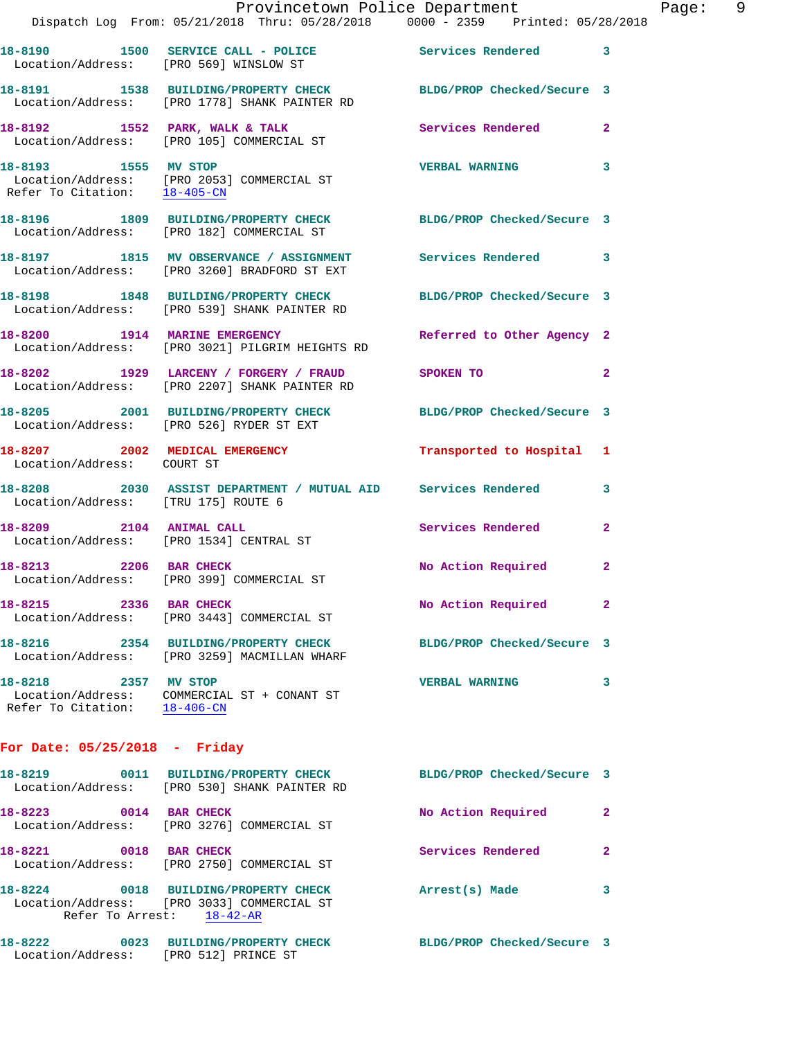18-8190 1500 SERVICE CALL - POLICE Services Rendered 3
Location/Address: [PRO 569] WINSLOW ST

18-8191 1538 BUILDING/PROPERTY CHECK BLDG/PROP Checked/Secure 3
Location/Address: [PRO 1778] SHANK PAINTER RD

18-8192 1552 PARK, WALK & TALK Services Rendered 2
Location/Address: [PRO 105] COMMERCIAL ST

18-8193 1555 MV STOP VERBAL WARNING 3
Location/Address: [PRO 2053] COMMERCIAL ST
Refer To Citation: 18-405-CN

18-8196 1809 BUILDING/PROPERTY CHECK BLDG/PROP Checked/Secure 3
Location/Address: [PRO 182] COMMERCIAL ST

18-8197 1815 MV OBSERVANCE / ASSIGNMENT Services Rendered 3
Location/Address: [PRO 3260] BRADFORD ST EXT

18-8198 1848 BUILDING/PROPERTY CHECK BLDG/PROP Checked/Secure 3
Location/Address: [PRO 539] SHANK PAINTER RD

18-8200 1914 MARINE EMERGENCY Referred to Other Agency 2
Location/Address: [PRO 3021] PILGRIM HEIGHTS RD

18-8202 1929 LARCENY / FORGERY / FRAUD SPOKEN TO 2
Location/Address: [PRO 2207] SHANK PAINTER RD

18-8205 2001 BUILDING/PROPERTY CHECK BLDG/PROP Checked/Secure 3
Location/Address: [PRO 526] RYDER ST EXT

18-8207 2002 MEDICAL EMERGENCY Transported to Hospital 1
Location/Address: COURT ST

18-8208 2030 ASSIST DEPARTMENT / MUTUAL AID Services Rendered 3
Location/Address: [TRU 175] ROUTE 6

18-8209 2104 ANIMAL CALL Services Rendered 2
Location/Address: [PRO 1534] CENTRAL ST

18-8213 2206 BAR CHECK No Action Required 2
Location/Address: [PRO 399] COMMERCIAL ST

18-8215 2336 BAR CHECK No Action Required 2
Location/Address: [PRO 3443] COMMERCIAL ST

18-8216 2354 BUILDING/PROPERTY CHECK BLDG/PROP Checked/Secure 3
Location/Address: [PRO 3259] MACMILLAN WHARF

18-8218 2357 MV STOP VERBAL WARNING 3
Location/Address: COMMERCIAL ST + CONANT ST
Refer To Citation: 18-406-CN

**For Date: 05/25/2018 - Friday**

18-8219 0011 BUILDING/PROPERTY CHECK BLDG/PROP Checked/Secure 3
Location/Address: [PRO 530] SHANK PAINTER RD

18-8223 0014 BAR CHECK No Action Required 2
Location/Address: [PRO 3276] COMMERCIAL ST

18-8221 0018 BAR CHECK Services Rendered 2
Location/Address: [PRO 2750] COMMERCIAL ST

18-8224 0018 BUILDING/PROPERTY CHECK Arrest(s) Made 3
Location/Address: [PRO 3033] COMMERCIAL ST
Refer To Arrest: 18-42-AR

18-8222 0023 BUILDING/PROPERTY CHECK BLDG/PROP Checked/Secure 3
Location/Address: [PRO 512] PRINCE ST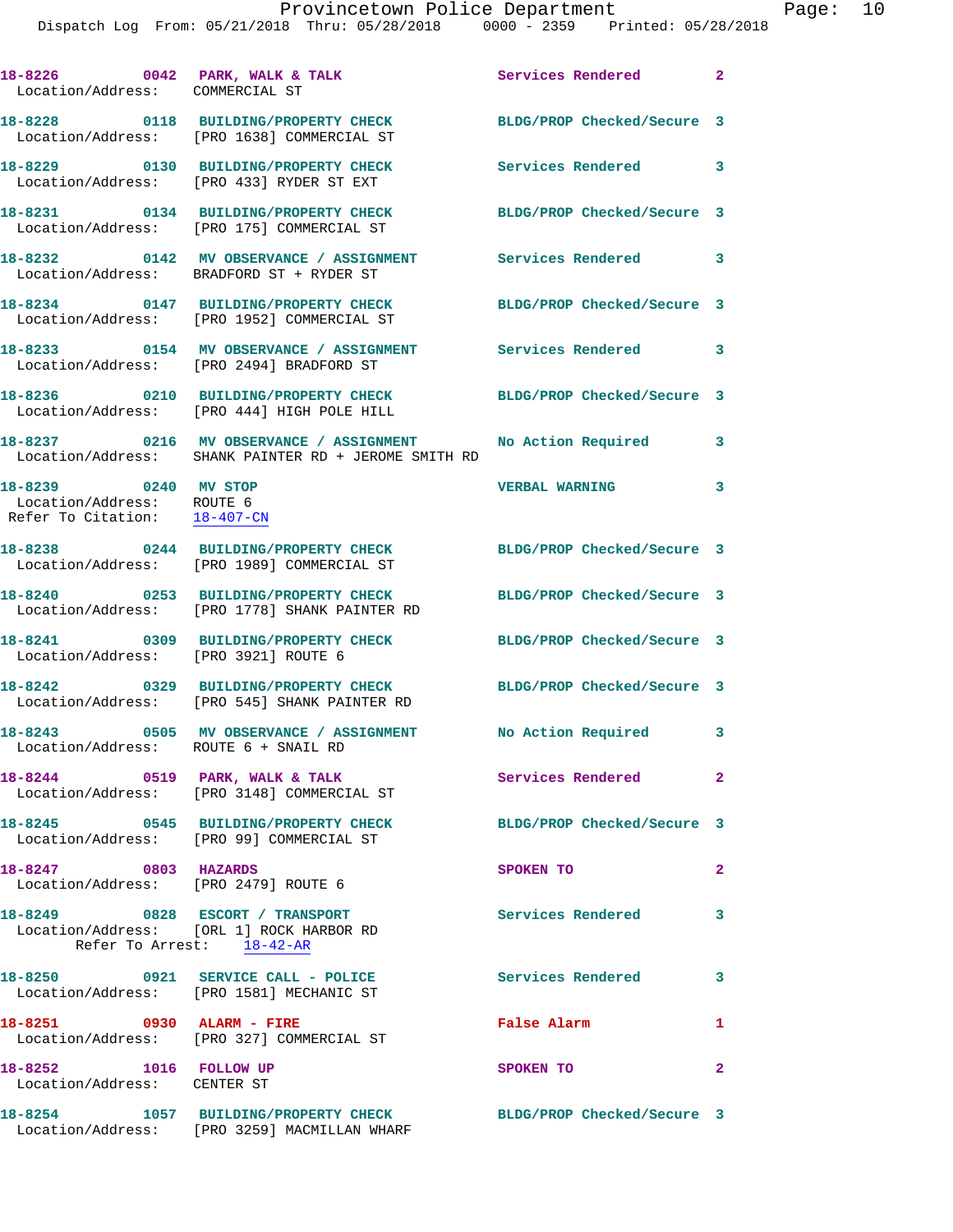18-8226 0042 PARK, WALK & TALK Services Rendered 2
Location/Address: COMMERCIAL ST

18-8228 0118 BUILDING/PROPERTY CHECK BLDG/PROP Checked/Secure 3
Location/Address: [PRO 1638] COMMERCIAL ST

18-8229 0130 BUILDING/PROPERTY CHECK Services Rendered 3
Location/Address: [PRO 433] RYDER ST EXT

18-8231 0134 BUILDING/PROPERTY CHECK BLDG/PROP Checked/Secure 3
Location/Address: [PRO 175] COMMERCIAL ST

18-8232 0142 MV OBSERVANCE / ASSIGNMENT Services Rendered 3
Location/Address: BRADFORD ST + RYDER ST

18-8234 0147 BUILDING/PROPERTY CHECK BLDG/PROP Checked/Secure 3
Location/Address: [PRO 1952] COMMERCIAL ST

18-8233 0154 MV OBSERVANCE / ASSIGNMENT Services Rendered 3
Location/Address: [PRO 2494] BRADFORD ST

18-8236 0210 BUILDING/PROPERTY CHECK BLDG/PROP Checked/Secure 3
Location/Address: [PRO 444] HIGH POLE HILL

18-8237 0216 MV OBSERVANCE / ASSIGNMENT No Action Required 3
Location/Address: SHANK PAINTER RD + JEROME SMITH RD

18-8239 0240 MV STOP VERBAL WARNING 3
Location/Address: ROUTE 6
Refer To Citation: 18-407-CN

18-8238 0244 BUILDING/PROPERTY CHECK BLDG/PROP Checked/Secure 3
Location/Address: [PRO 1989] COMMERCIAL ST

18-8240 0253 BUILDING/PROPERTY CHECK BLDG/PROP Checked/Secure 3
Location/Address: [PRO 1778] SHANK PAINTER RD

18-8241 0309 BUILDING/PROPERTY CHECK BLDG/PROP Checked/Secure 3
Location/Address: [PRO 3921] ROUTE 6

18-8242 0329 BUILDING/PROPERTY CHECK BLDG/PROP Checked/Secure 3
Location/Address: [PRO 545] SHANK PAINTER RD

18-8243 0505 MV OBSERVANCE / ASSIGNMENT No Action Required 3
Location/Address: ROUTE 6 + SNAIL RD

18-8244 0519 PARK, WALK & TALK Services Rendered 2
Location/Address: [PRO 3148] COMMERCIAL ST

18-8245 0545 BUILDING/PROPERTY CHECK BLDG/PROP Checked/Secure 3
Location/Address: [PRO 99] COMMERCIAL ST

18-8247 0803 HAZARDS SPOKEN TO 2
Location/Address: [PRO 2479] ROUTE 6

18-8249 0828 ESCORT / TRANSPORT Services Rendered 3
Location/Address: [ORL 1] ROCK HARBOR RD
Refer To Arrest: 18-42-AR

18-8250 0921 SERVICE CALL - POLICE Services Rendered 3
Location/Address: [PRO 1581] MECHANIC ST

18-8251 0930 ALARM - FIRE False Alarm 1
Location/Address: [PRO 327] COMMERCIAL ST

18-8252 1016 FOLLOW UP SPOKEN TO 2
Location/Address: CENTER ST

18-8254 1057 BUILDING/PROPERTY CHECK BLDG/PROP Checked/Secure 3
Location/Address: [PRO 3259] MACMILLAN WHARF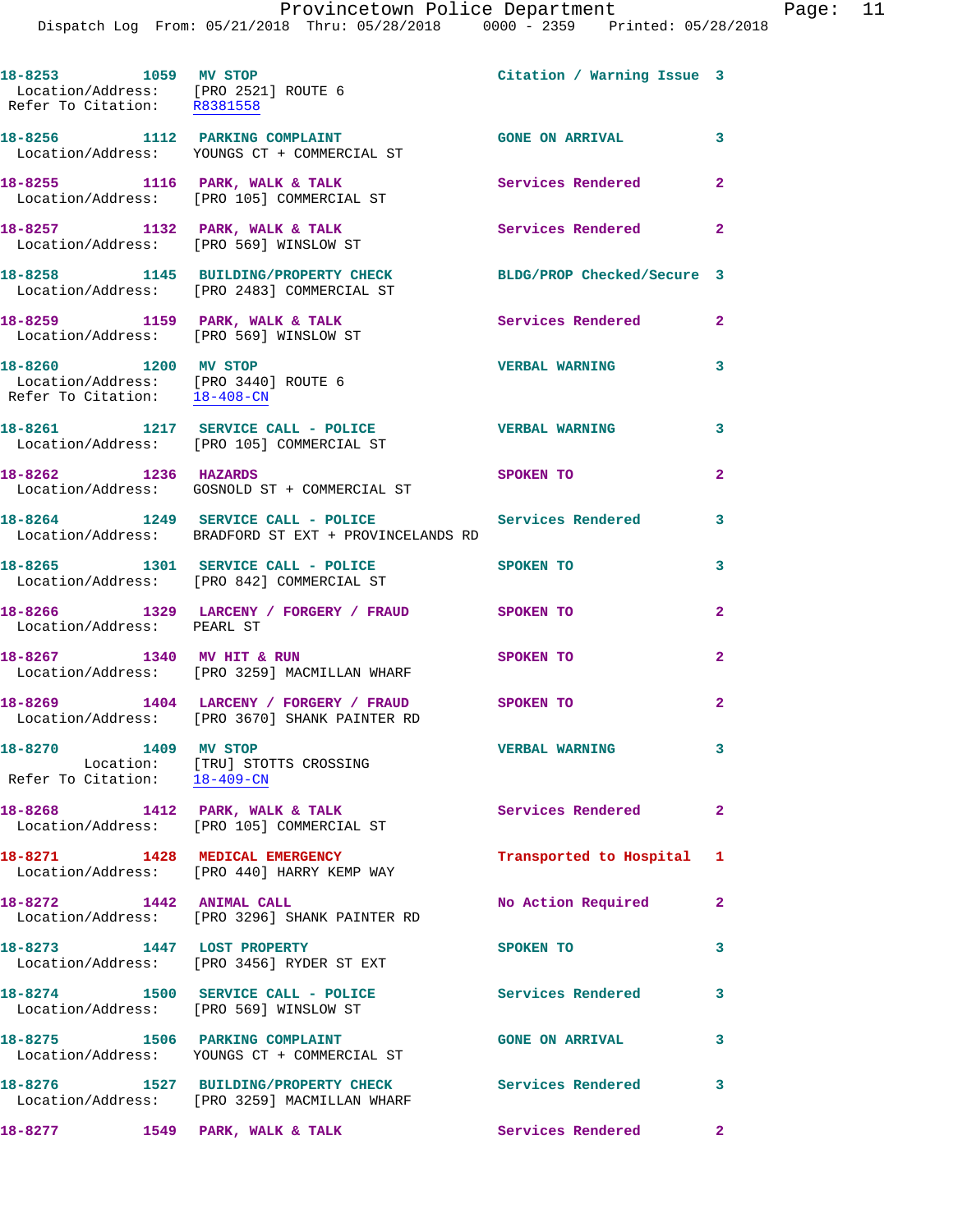18-8253 1059 MV STOP Citation / Warning Issue 3
Location/Address: [PRO 2521] ROUTE 6
Refer To Citation: R8381558

18-8256 1112 PARKING COMPLAINT GONE ON ARRIVAL 3
Location/Address: YOUNGS CT + COMMERCIAL ST

18-8255 1116 PARK, WALK & TALK Services Rendered 2
Location/Address: [PRO 105] COMMERCIAL ST

18-8257 1132 PARK, WALK & TALK Services Rendered 2
Location/Address: [PRO 569] WINSLOW ST

18-8258 1145 BUILDING/PROPERTY CHECK BLDG/PROP Checked/Secure 3
Location/Address: [PRO 2483] COMMERCIAL ST

18-8259 1159 PARK, WALK & TALK Services Rendered 2
Location/Address: [PRO 569] WINSLOW ST

18-8260 1200 MV STOP VERBAL WARNING 3
Location/Address: [PRO 3440] ROUTE 6
Refer To Citation: 18-408-CN

18-8261 1217 SERVICE CALL - POLICE VERBAL WARNING 3
Location/Address: [PRO 105] COMMERCIAL ST

18-8262 1236 HAZARDS SPOKEN TO 2
Location/Address: GOSNOLD ST + COMMERCIAL ST

18-8264 1249 SERVICE CALL - POLICE Services Rendered 3
Location/Address: BRADFORD ST EXT + PROVINCELANDS RD

18-8265 1301 SERVICE CALL - POLICE SPOKEN TO 3
Location/Address: [PRO 842] COMMERCIAL ST

18-8266 1329 LARCENY / FORGERY / FRAUD SPOKEN TO 2
Location/Address: PEARL ST

18-8267 1340 MV HIT & RUN SPOKEN TO 2
Location/Address: [PRO 3259] MACMILLAN WHARF

18-8269 1404 LARCENY / FORGERY / FRAUD SPOKEN TO 2
Location/Address: [PRO 3670] SHANK PAINTER RD

18-8270 1409 MV STOP VERBAL WARNING 3
Location: [TRU] STOTTS CROSSING
Refer To Citation: 18-409-CN

18-8268 1412 PARK, WALK & TALK Services Rendered 2
Location/Address: [PRO 105] COMMERCIAL ST

18-8271 1428 MEDICAL EMERGENCY Transported to Hospital 1
Location/Address: [PRO 440] HARRY KEMP WAY

18-8272 1442 ANIMAL CALL No Action Required 2
Location/Address: [PRO 3296] SHANK PAINTER RD

18-8273 1447 LOST PROPERTY SPOKEN TO 3
Location/Address: [PRO 3456] RYDER ST EXT

18-8274 1500 SERVICE CALL - POLICE Services Rendered 3
Location/Address: [PRO 569] WINSLOW ST

18-8275 1506 PARKING COMPLAINT GONE ON ARRIVAL 3
Location/Address: YOUNGS CT + COMMERCIAL ST

18-8276 1527 BUILDING/PROPERTY CHECK Services Rendered 3
Location/Address: [PRO 3259] MACMILLAN WHARF

18-8277 1549 PARK, WALK & TALK Services Rendered 2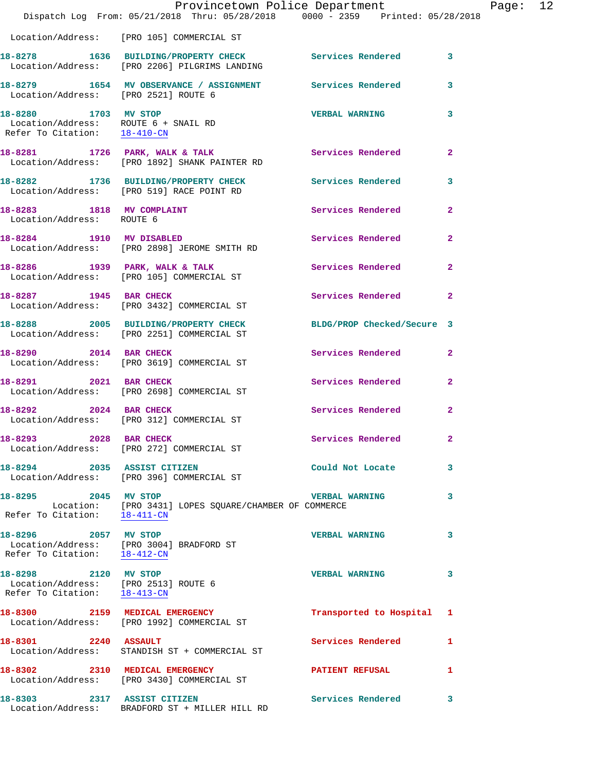Location/Address: [PRO 105] COMMERCIAL ST

**18-8278** 1636 **BUILDING/PROPERTY CHECK** Services Rendered 3
Location/Address: [PRO 2206] PILGRIMS LANDING

**18-8279** 1654 **MV OBSERVANCE / ASSIGNMENT** Services Rendered 3
Location/Address: [PRO 2521] ROUTE 6

**18-8280** 1703 **MV STOP** VERBAL WARNING 3
Location/Address: ROUTE 6 + SNAIL RD
Refer To Citation: 18-410-CN

**18-8281** 1726 **PARK, WALK & TALK** Services Rendered 2
Location/Address: [PRO 1892] SHANK PAINTER RD

**18-8282** 1736 **BUILDING/PROPERTY CHECK** Services Rendered 3
Location/Address: [PRO 519] RACE POINT RD

**18-8283** 1818 **MV COMPLAINT** Services Rendered 2
Location/Address: ROUTE 6

**18-8284** 1910 **MV DISABLED** Services Rendered 2
Location/Address: [PRO 2898] JEROME SMITH RD

**18-8286** 1939 **PARK, WALK & TALK** Services Rendered 2
Location/Address: [PRO 105] COMMERCIAL ST

**18-8287** 1945 **BAR CHECK** Services Rendered 2
Location/Address: [PRO 3432] COMMERCIAL ST

**18-8288** 2005 **BUILDING/PROPERTY CHECK** BLDG/PROP Checked/Secure 3
Location/Address: [PRO 2251] COMMERCIAL ST

**18-8290** 2014 **BAR CHECK** Services Rendered 2
Location/Address: [PRO 3619] COMMERCIAL ST

**18-8291** 2021 **BAR CHECK** Services Rendered 2
Location/Address: [PRO 2698] COMMERCIAL ST

**18-8292** 2024 **BAR CHECK** Services Rendered 2
Location/Address: [PRO 312] COMMERCIAL ST

**18-8293** 2028 **BAR CHECK** Services Rendered 2
Location/Address: [PRO 272] COMMERCIAL ST

**18-8294** 2035 **ASSIST CITIZEN** Could Not Locate 3
Location/Address: [PRO 396] COMMERCIAL ST

**18-8295** 2045 **MV STOP** VERBAL WARNING 3
Location: [PRO 3431] LOPES SQUARE/CHAMBER OF COMMERCE
Refer To Citation: 18-411-CN

**18-8296** 2057 **MV STOP** VERBAL WARNING 3
Location/Address: [PRO 3004] BRADFORD ST
Refer To Citation: 18-412-CN

**18-8298** 2120 **MV STOP** VERBAL WARNING 3
Location/Address: [PRO 2513] ROUTE 6
Refer To Citation: 18-413-CN

**18-8300** 2159 **MEDICAL EMERGENCY** Transported to Hospital 1
Location/Address: [PRO 1992] COMMERCIAL ST

**18-8301** 2240 **ASSAULT** Services Rendered 1
Location/Address: STANDISH ST + COMMERCIAL ST

**18-8302** 2310 **MEDICAL EMERGENCY** PATIENT REFUSAL 1
Location/Address: [PRO 3430] COMMERCIAL ST

**18-8303** 2317 **ASSIST CITIZEN** Services Rendered 3
Location/Address: BRADFORD ST + MILLER HILL RD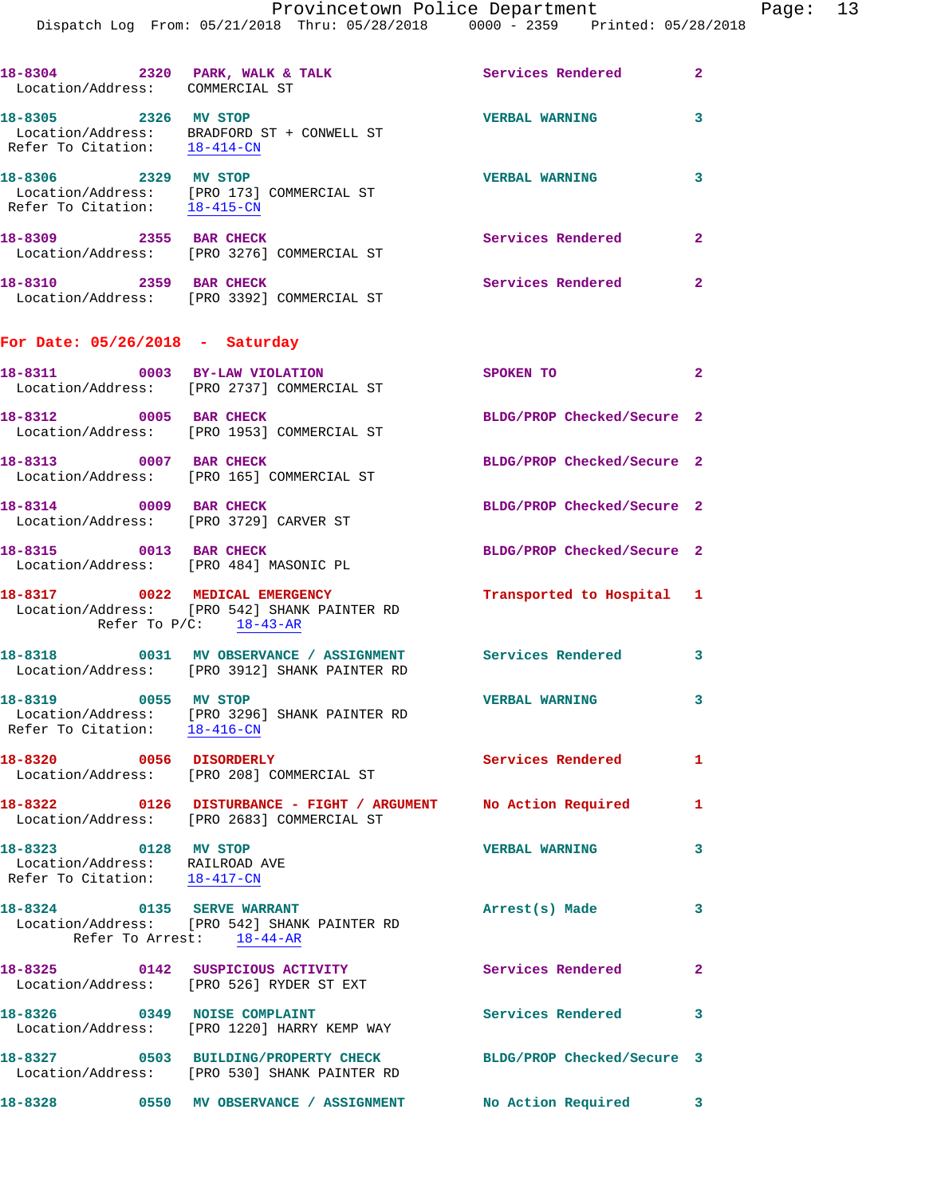18-8304 2320 **PARK, WALK & TALK** Services Rendered 2
Location/Address: COMMERCIAL ST

18-8305 2326 **MV STOP** VERBAL WARNING 3
Location/Address: BRADFORD ST + CONWELL ST
Refer To Citation: 18-414-CN

18-8306 2329 **MV STOP** VERBAL WARNING 3
Location/Address: [PRO 173] COMMERCIAL ST
Refer To Citation: 18-415-CN

18-8309 2355 **BAR CHECK** Services Rendered 2
Location/Address: [PRO 3276] COMMERCIAL ST

18-8310 2359 **BAR CHECK** Services Rendered 2
Location/Address: [PRO 3392] COMMERCIAL ST

## For Date: 05/26/2018 - Saturday

18-8311 0003 **BY-LAW VIOLATION** SPOKEN TO 2
Location/Address: [PRO 2737] COMMERCIAL ST

18-8312 0005 **BAR CHECK** BLDG/PROP Checked/Secure 2
Location/Address: [PRO 1953] COMMERCIAL ST

18-8313 0007 **BAR CHECK** BLDG/PROP Checked/Secure 2
Location/Address: [PRO 165] COMMERCIAL ST

18-8314 0009 **BAR CHECK** BLDG/PROP Checked/Secure 2
Location/Address: [PRO 3729] CARVER ST

18-8315 0013 **BAR CHECK** BLDG/PROP Checked/Secure 2
Location/Address: [PRO 484] MASONIC PL

18-8317 0022 **MEDICAL EMERGENCY** Transported to Hospital 1
Location/Address: [PRO 542] SHANK PAINTER RD
Refer To P/C: 18-43-AR

18-8318 0031 **MV OBSERVANCE / ASSIGNMENT** Services Rendered 3
Location/Address: [PRO 3912] SHANK PAINTER RD

18-8319 0055 **MV STOP** VERBAL WARNING 3
Location/Address: [PRO 3296] SHANK PAINTER RD
Refer To Citation: 18-416-CN

18-8320 0056 **DISORDERLY** Services Rendered 1
Location/Address: [PRO 208] COMMERCIAL ST

18-8322 0126 **DISTURBANCE - FIGHT / ARGUMENT** No Action Required 1
Location/Address: [PRO 2683] COMMERCIAL ST

18-8323 0128 **MV STOP** VERBAL WARNING 3
Location/Address: RAILROAD AVE
Refer To Citation: 18-417-CN

18-8324 0135 **SERVE WARRANT** Arrest(s) Made 3
Location/Address: [PRO 542] SHANK PAINTER RD
Refer To Arrest: 18-44-AR

18-8325 0142 **SUSPICIOUS ACTIVITY** Services Rendered 2
Location/Address: [PRO 526] RYDER ST EXT

18-8326 0349 **NOISE COMPLAINT** Services Rendered 3
Location/Address: [PRO 1220] HARRY KEMP WAY

18-8327 0503 **BUILDING/PROPERTY CHECK** BLDG/PROP Checked/Secure 3
Location/Address: [PRO 530] SHANK PAINTER RD

18-8328 0550 **MV OBSERVANCE / ASSIGNMENT** No Action Required 3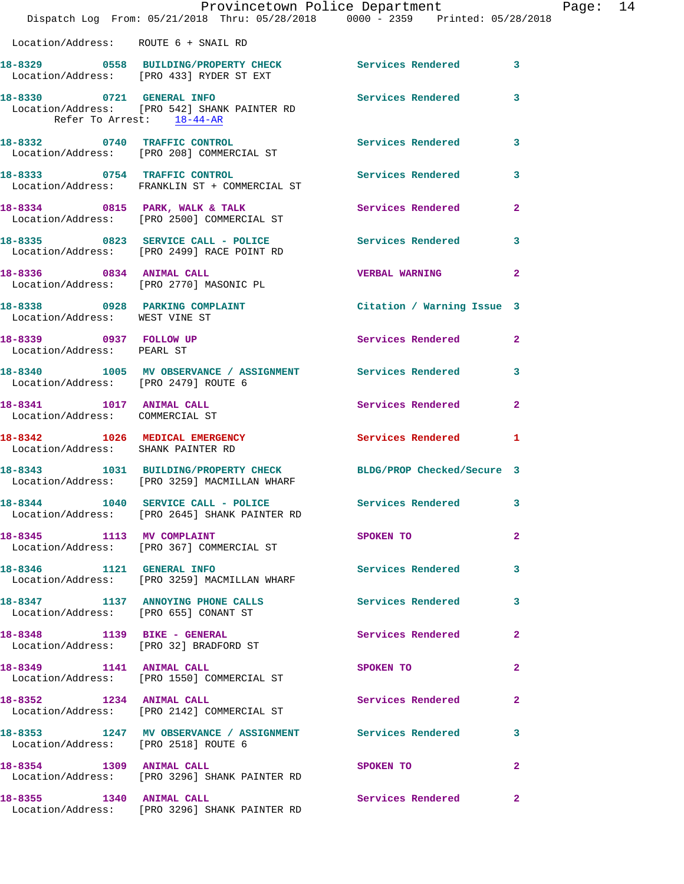Location/Address: ROUTE 6 + SNAIL RD

**18-8329** 0558 **BUILDING/PROPERTY CHECK** Services Rendered 3
Location/Address: [PRO 433] RYDER ST EXT

**18-8330** 0721 **GENERAL INFO** Services Rendered 3
Location/Address: [PRO 542] SHANK PAINTER RD
Refer To Arrest: 18-44-AR

**18-8332** 0740 **TRAFFIC CONTROL** Services Rendered 3
Location/Address: [PRO 208] COMMERCIAL ST

**18-8333** 0754 **TRAFFIC CONTROL** Services Rendered 3
Location/Address: FRANKLIN ST + COMMERCIAL ST

**18-8334** 0815 **PARK, WALK & TALK** Services Rendered 2
Location/Address: [PRO 2500] COMMERCIAL ST

**18-8335** 0823 **SERVICE CALL - POLICE** Services Rendered 3
Location/Address: [PRO 2499] RACE POINT RD

**18-8336** 0834 **ANIMAL CALL** VERBAL WARNING 2
Location/Address: [PRO 2770] MASONIC PL

**18-8338** 0928 **PARKING COMPLAINT** Citation / Warning Issue 3
Location/Address: WEST VINE ST

**18-8339** 0937 **FOLLOW UP** Services Rendered 2
Location/Address: PEARL ST

**18-8340** 1005 **MV OBSERVANCE / ASSIGNMENT** Services Rendered 3
Location/Address: [PRO 2479] ROUTE 6

**18-8341** 1017 **ANIMAL CALL** Services Rendered 2
Location/Address: COMMERCIAL ST

**18-8342** 1026 **MEDICAL EMERGENCY** Services Rendered 1
Location/Address: SHANK PAINTER RD

**18-8343** 1031 **BUILDING/PROPERTY CHECK** BLDG/PROP Checked/Secure 3
Location/Address: [PRO 3259] MACMILLAN WHARF

**18-8344** 1040 **SERVICE CALL - POLICE** Services Rendered 3
Location/Address: [PRO 2645] SHANK PAINTER RD

**18-8345** 1113 **MV COMPLAINT** SPOKEN TO 2
Location/Address: [PRO 367] COMMERCIAL ST

**18-8346** 1121 **GENERAL INFO** Services Rendered 3
Location/Address: [PRO 3259] MACMILLAN WHARF

**18-8347** 1137 **ANNOYING PHONE CALLS** Services Rendered 3
Location/Address: [PRO 655] CONANT ST

**18-8348** 1139 **BIKE - GENERAL** Services Rendered 2
Location/Address: [PRO 32] BRADFORD ST

**18-8349** 1141 **ANIMAL CALL** SPOKEN TO 2
Location/Address: [PRO 1550] COMMERCIAL ST

**18-8352** 1234 **ANIMAL CALL** Services Rendered 2
Location/Address: [PRO 2142] COMMERCIAL ST

**18-8353** 1247 **MV OBSERVANCE / ASSIGNMENT** Services Rendered 3
Location/Address: [PRO 2518] ROUTE 6

**18-8354** 1309 **ANIMAL CALL** SPOKEN TO 2
Location/Address: [PRO 3296] SHANK PAINTER RD

**18-8355** 1340 **ANIMAL CALL** Services Rendered 2
Location/Address: [PRO 3296] SHANK PAINTER RD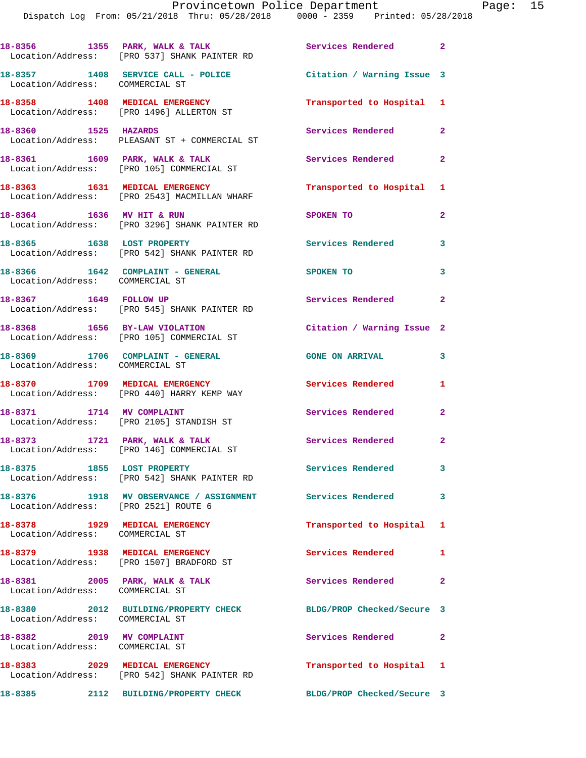18-8356 1355 PARK, WALK & TALK Services Rendered 2
Location/Address: [PRO 537] SHANK PAINTER RD

18-8357 1408 SERVICE CALL - POLICE Citation / Warning Issue 3
Location/Address: COMMERCIAL ST

18-8358 1408 MEDICAL EMERGENCY Transported to Hospital 1
Location/Address: [PRO 1496] ALLERTON ST

18-8360 1525 HAZARDS Services Rendered 2
Location/Address: PLEASANT ST + COMMERCIAL ST

18-8361 1609 PARK, WALK & TALK Services Rendered 2
Location/Address: [PRO 105] COMMERCIAL ST

18-8363 1631 MEDICAL EMERGENCY Transported to Hospital 1
Location/Address: [PRO 2543] MACMILLAN WHARF

18-8364 1636 MV HIT & RUN SPOKEN TO 2
Location/Address: [PRO 3296] SHANK PAINTER RD

18-8365 1638 LOST PROPERTY Services Rendered 3
Location/Address: [PRO 542] SHANK PAINTER RD

18-8366 1642 COMPLAINT - GENERAL SPOKEN TO 3
Location/Address: COMMERCIAL ST

18-8367 1649 FOLLOW UP Services Rendered 2
Location/Address: [PRO 545] SHANK PAINTER RD

18-8368 1656 BY-LAW VIOLATION Citation / Warning Issue 2
Location/Address: [PRO 105] COMMERCIAL ST

18-8369 1706 COMPLAINT - GENERAL GONE ON ARRIVAL 3
Location/Address: COMMERCIAL ST

18-8370 1709 MEDICAL EMERGENCY Services Rendered 1
Location/Address: [PRO 440] HARRY KEMP WAY

18-8371 1714 MV COMPLAINT Services Rendered 2
Location/Address: [PRO 2105] STANDISH ST

18-8373 1721 PARK, WALK & TALK Services Rendered 2
Location/Address: [PRO 146] COMMERCIAL ST

18-8375 1855 LOST PROPERTY Services Rendered 3
Location/Address: [PRO 542] SHANK PAINTER RD

18-8376 1918 MV OBSERVANCE / ASSIGNMENT Services Rendered 3
Location/Address: [PRO 2521] ROUTE 6

18-8378 1929 MEDICAL EMERGENCY Transported to Hospital 1
Location/Address: COMMERCIAL ST

18-8379 1938 MEDICAL EMERGENCY Services Rendered 1
Location/Address: [PRO 1507] BRADFORD ST

18-8381 2005 PARK, WALK & TALK Services Rendered 2
Location/Address: COMMERCIAL ST

18-8380 2012 BUILDING/PROPERTY CHECK BLDG/PROP Checked/Secure 3
Location/Address: COMMERCIAL ST

18-8382 2019 MV COMPLAINT Services Rendered 2
Location/Address: COMMERCIAL ST

18-8383 2029 MEDICAL EMERGENCY Transported to Hospital 1
Location/Address: [PRO 542] SHANK PAINTER RD

18-8385 2112 BUILDING/PROPERTY CHECK BLDG/PROP Checked/Secure 3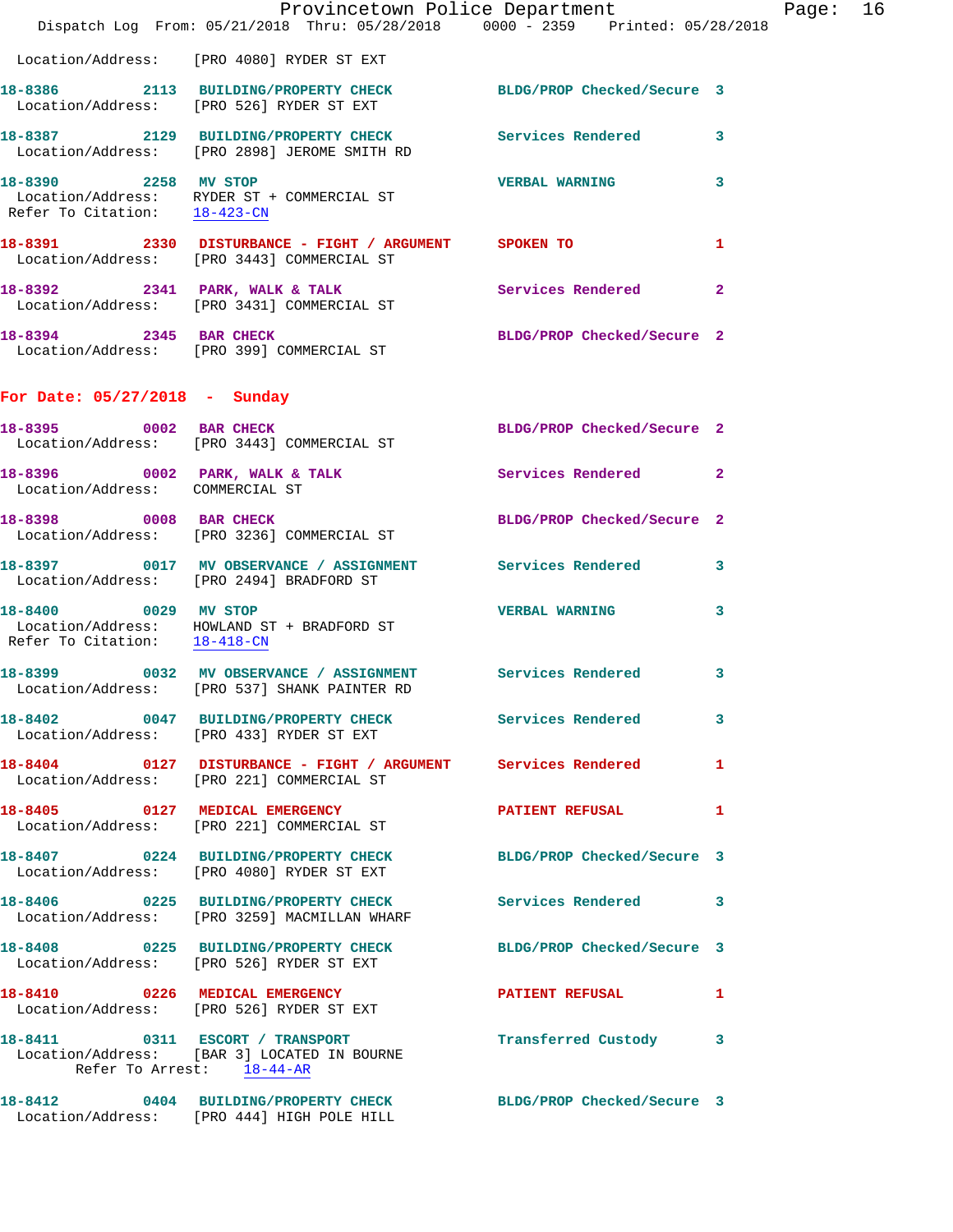Location/Address: [PRO 4080] RYDER ST EXT

**18-8386 2113 BUILDING/PROPERTY CHECK** BLDG/PROP Checked/Secure 3
Location/Address: [PRO 526] RYDER ST EXT

**18-8387 2129 BUILDING/PROPERTY CHECK** Services Rendered 3
Location/Address: [PRO 2898] JEROME SMITH RD

**18-8390 2258 MV STOP** VERBAL WARNING 3
Location/Address: RYDER ST + COMMERCIAL ST
Refer To Citation: 18-423-CN

**18-8391 2330 DISTURBANCE - FIGHT / ARGUMENT** SPOKEN TO 1
Location/Address: [PRO 3443] COMMERCIAL ST

**18-8392 2341 PARK, WALK & TALK** Services Rendered 2
Location/Address: [PRO 3431] COMMERCIAL ST

**18-8394 2345 BAR CHECK** BLDG/PROP Checked/Secure 2
Location/Address: [PRO 399] COMMERCIAL ST

## For Date: 05/27/2018 - Sunday

**18-8395 0002 BAR CHECK** BLDG/PROP Checked/Secure 2
Location/Address: [PRO 3443] COMMERCIAL ST

**18-8396 0002 PARK, WALK & TALK** Services Rendered 2
Location/Address: COMMERCIAL ST

**18-8398 0008 BAR CHECK** BLDG/PROP Checked/Secure 2
Location/Address: [PRO 3236] COMMERCIAL ST

**18-8397 0017 MV OBSERVANCE / ASSIGNMENT** Services Rendered 3
Location/Address: [PRO 2494] BRADFORD ST

**18-8400 0029 MV STOP** VERBAL WARNING 3
Location/Address: HOWLAND ST + BRADFORD ST
Refer To Citation: 18-418-CN

**18-8399 0032 MV OBSERVANCE / ASSIGNMENT** Services Rendered 3
Location/Address: [PRO 537] SHANK PAINTER RD

**18-8402 0047 BUILDING/PROPERTY CHECK** Services Rendered 3
Location/Address: [PRO 433] RYDER ST EXT

**18-8404 0127 DISTURBANCE - FIGHT / ARGUMENT** Services Rendered 1
Location/Address: [PRO 221] COMMERCIAL ST

**18-8405 0127 MEDICAL EMERGENCY** PATIENT REFUSAL 1
Location/Address: [PRO 221] COMMERCIAL ST

**18-8407 0224 BUILDING/PROPERTY CHECK** BLDG/PROP Checked/Secure 3
Location/Address: [PRO 4080] RYDER ST EXT

**18-8406 0225 BUILDING/PROPERTY CHECK** Services Rendered 3
Location/Address: [PRO 3259] MACMILLAN WHARF

**18-8408 0225 BUILDING/PROPERTY CHECK** BLDG/PROP Checked/Secure 3
Location/Address: [PRO 526] RYDER ST EXT

**18-8410 0226 MEDICAL EMERGENCY** PATIENT REFUSAL 1
Location/Address: [PRO 526] RYDER ST EXT

**18-8411 0311 ESCORT / TRANSPORT** Transferred Custody 3
Location/Address: [BAR 3] LOCATED IN BOURNE
Refer To Arrest: 18-44-AR

**18-8412 0404 BUILDING/PROPERTY CHECK** BLDG/PROP Checked/Secure 3
Location/Address: [PRO 444] HIGH POLE HILL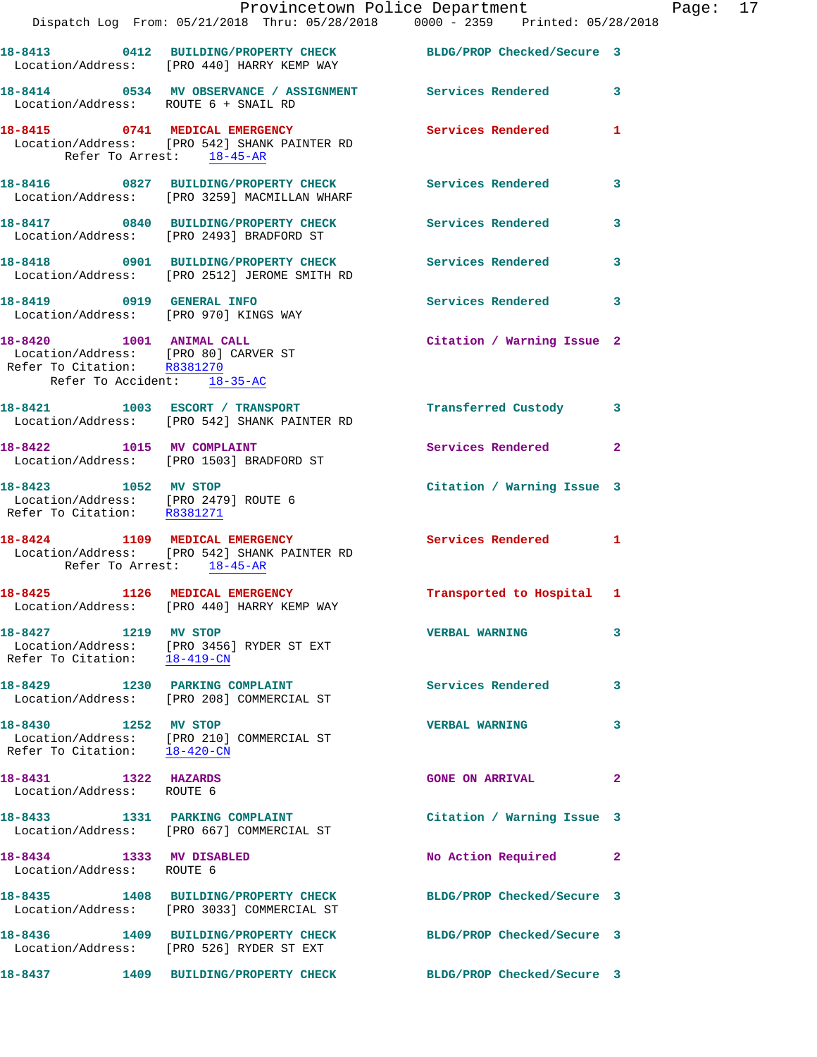18-8413 0412 BUILDING/PROPERTY CHECK BLDG/PROP Checked/Secure 3
Location/Address: [PRO 440] HARRY KEMP WAY

18-8414 0534 MV OBSERVANCE / ASSIGNMENT Services Rendered 3
Location/Address: ROUTE 6 + SNAIL RD

18-8415 0741 MEDICAL EMERGENCY Services Rendered 1
Location/Address: [PRO 542] SHANK PAINTER RD
Refer To Arrest: 18-45-AR

18-8416 0827 BUILDING/PROPERTY CHECK Services Rendered 3
Location/Address: [PRO 3259] MACMILLAN WHARF

18-8417 0840 BUILDING/PROPERTY CHECK Services Rendered 3
Location/Address: [PRO 2493] BRADFORD ST

18-8418 0901 BUILDING/PROPERTY CHECK Services Rendered 3
Location/Address: [PRO 2512] JEROME SMITH RD

18-8419 0919 GENERAL INFO Services Rendered 3
Location/Address: [PRO 970] KINGS WAY

18-8420 1001 ANIMAL CALL Citation / Warning Issue 2
Location/Address: [PRO 80] CARVER ST
Refer To Citation: R8381270
Refer To Accident: 18-35-AC

18-8421 1003 ESCORT / TRANSPORT Transferred Custody 3
Location/Address: [PRO 542] SHANK PAINTER RD

18-8422 1015 MV COMPLAINT Services Rendered 2
Location/Address: [PRO 1503] BRADFORD ST

18-8423 1052 MV STOP Citation / Warning Issue 3
Location/Address: [PRO 2479] ROUTE 6
Refer To Citation: R8381271

18-8424 1109 MEDICAL EMERGENCY Services Rendered 1
Location/Address: [PRO 542] SHANK PAINTER RD
Refer To Arrest: 18-45-AR

18-8425 1126 MEDICAL EMERGENCY Transported to Hospital 1
Location/Address: [PRO 440] HARRY KEMP WAY

18-8427 1219 MV STOP VERBAL WARNING 3
Location/Address: [PRO 3456] RYDER ST EXT
Refer To Citation: 18-419-CN

18-8429 1230 PARKING COMPLAINT Services Rendered 3
Location/Address: [PRO 208] COMMERCIAL ST

18-8430 1252 MV STOP VERBAL WARNING 3
Location/Address: [PRO 210] COMMERCIAL ST
Refer To Citation: 18-420-CN

18-8431 1322 HAZARDS GONE ON ARRIVAL 2
Location/Address: ROUTE 6

18-8433 1331 PARKING COMPLAINT Citation / Warning Issue 3
Location/Address: [PRO 667] COMMERCIAL ST

18-8434 1333 MV DISABLED No Action Required 2
Location/Address: ROUTE 6

18-8435 1408 BUILDING/PROPERTY CHECK BLDG/PROP Checked/Secure 3
Location/Address: [PRO 3033] COMMERCIAL ST

18-8436 1409 BUILDING/PROPERTY CHECK BLDG/PROP Checked/Secure 3
Location/Address: [PRO 526] RYDER ST EXT

18-8437 1409 BUILDING/PROPERTY CHECK BLDG/PROP Checked/Secure 3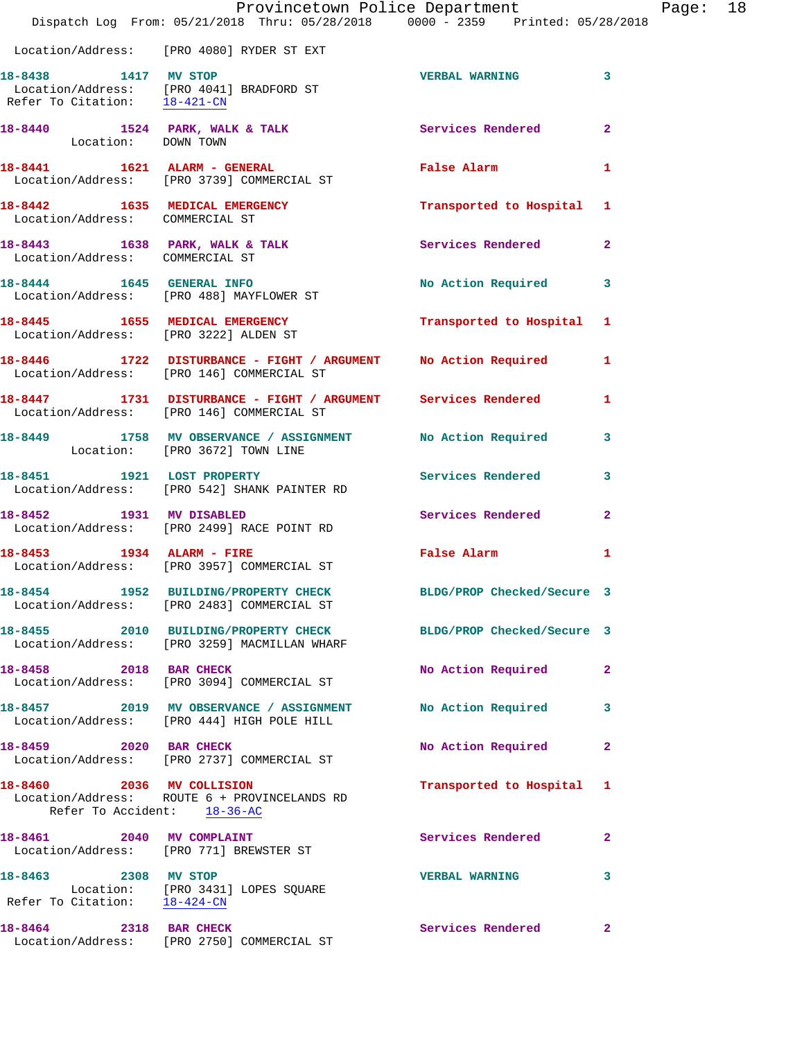Location/Address: [PRO 4080] RYDER ST EXT

**18-8438** 1417 **MV STOP** VERBAL WARNING 3
Location/Address: [PRO 4041] BRADFORD ST
Refer To Citation: 18-421-CN

**18-8440** 1524 **PARK, WALK & TALK** Services Rendered 2
Location: DOWN TOWN

**18-8441** 1621 **ALARM - GENERAL** False Alarm 1
Location/Address: [PRO 3739] COMMERCIAL ST

**18-8442** 1635 **MEDICAL EMERGENCY** Transported to Hospital 1
Location/Address: COMMERCIAL ST

**18-8443** 1638 **PARK, WALK & TALK** Services Rendered 2
Location/Address: COMMERCIAL ST

**18-8444** 1645 **GENERAL INFO** No Action Required 3
Location/Address: [PRO 488] MAYFLOWER ST

**18-8445** 1655 **MEDICAL EMERGENCY** Transported to Hospital 1
Location/Address: [PRO 3222] ALDEN ST

**18-8446** 1722 **DISTURBANCE - FIGHT / ARGUMENT** No Action Required 1
Location/Address: [PRO 146] COMMERCIAL ST

**18-8447** 1731 **DISTURBANCE - FIGHT / ARGUMENT** Services Rendered 1
Location/Address: [PRO 146] COMMERCIAL ST

**18-8449** 1758 **MV OBSERVANCE / ASSIGNMENT** No Action Required 3
Location: [PRO 3672] TOWN LINE

**18-8451** 1921 **LOST PROPERTY** Services Rendered 3
Location/Address: [PRO 542] SHANK PAINTER RD

**18-8452** 1931 **MV DISABLED** Services Rendered 2
Location/Address: [PRO 2499] RACE POINT RD

**18-8453** 1934 **ALARM - FIRE** False Alarm 1
Location/Address: [PRO 3957] COMMERCIAL ST

**18-8454** 1952 **BUILDING/PROPERTY CHECK** BLDG/PROP Checked/Secure 3
Location/Address: [PRO 2483] COMMERCIAL ST

**18-8455** 2010 **BUILDING/PROPERTY CHECK** BLDG/PROP Checked/Secure 3
Location/Address: [PRO 3259] MACMILLAN WHARF

**18-8458** 2018 **BAR CHECK** No Action Required 2
Location/Address: [PRO 3094] COMMERCIAL ST

**18-8457** 2019 **MV OBSERVANCE / ASSIGNMENT** No Action Required 3
Location/Address: [PRO 444] HIGH POLE HILL

**18-8459** 2020 **BAR CHECK** No Action Required 2
Location/Address: [PRO 2737] COMMERCIAL ST

**18-8460** 2036 **MV COLLISION** Transported to Hospital 1
Location/Address: ROUTE 6 + PROVINCELANDS RD
Refer To Accident: 18-36-AC

**18-8461** 2040 **MV COMPLAINT** Services Rendered 2
Location/Address: [PRO 771] BREWSTER ST

**18-8463** 2308 **MV STOP** VERBAL WARNING 3
Location: [PRO 3431] LOPES SQUARE
Refer To Citation: 18-424-CN

**18-8464** 2318 **BAR CHECK** Services Rendered 2
Location/Address: [PRO 2750] COMMERCIAL ST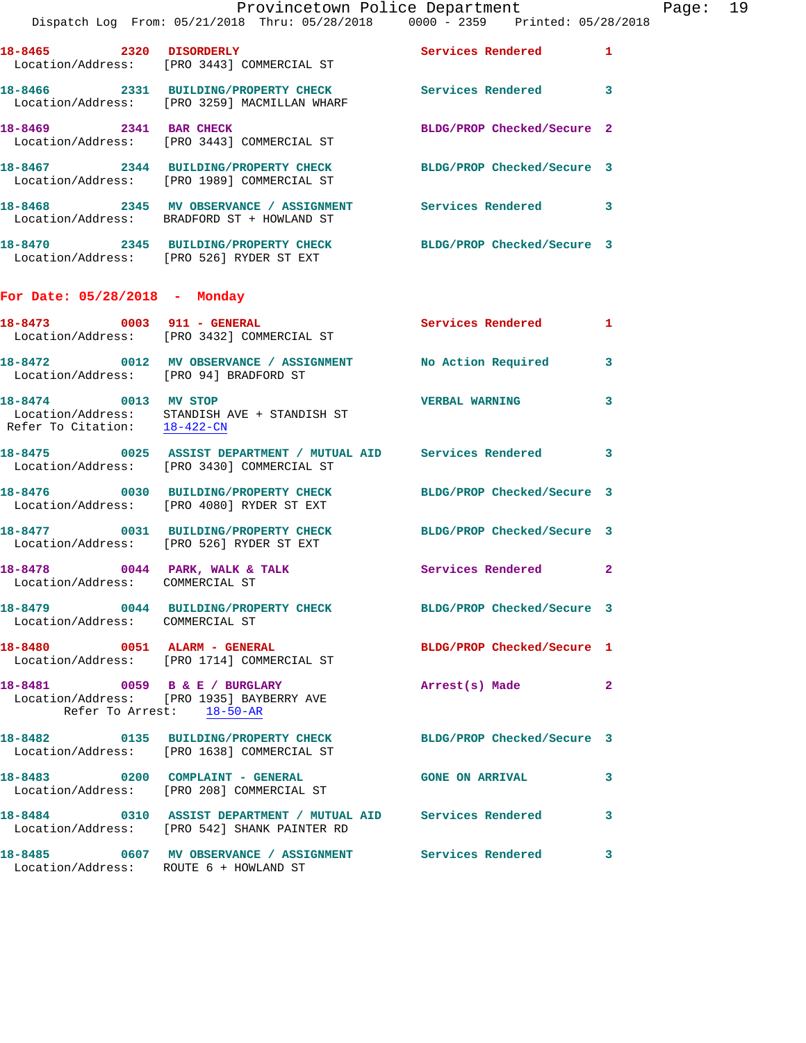18-8465 2320 DISORDERLY Services Rendered 1
Location/Address: [PRO 3443] COMMERCIAL ST

18-8466 2331 BUILDING/PROPERTY CHECK Services Rendered 3
Location/Address: [PRO 3259] MACMILLAN WHARF

18-8469 2341 BAR CHECK BLDG/PROP Checked/Secure 2
Location/Address: [PRO 3443] COMMERCIAL ST

18-8467 2344 BUILDING/PROPERTY CHECK BLDG/PROP Checked/Secure 3
Location/Address: [PRO 1989] COMMERCIAL ST

18-8468 2345 MV OBSERVANCE / ASSIGNMENT Services Rendered 3
Location/Address: BRADFORD ST + HOWLAND ST

18-8470 2345 BUILDING/PROPERTY CHECK BLDG/PROP Checked/Secure 3
Location/Address: [PRO 526] RYDER ST EXT

**For Date: 05/28/2018 - Monday**

18-8473 0003 911 - GENERAL Services Rendered 1
Location/Address: [PRO 3432] COMMERCIAL ST

18-8472 0012 MV OBSERVANCE / ASSIGNMENT No Action Required 3
Location/Address: [PRO 94] BRADFORD ST

18-8474 0013 MV STOP VERBAL WARNING 3
Location/Address: STANDISH AVE + STANDISH ST
Refer To Citation: 18-422-CN

18-8475 0025 ASSIST DEPARTMENT / MUTUAL AID Services Rendered 3
Location/Address: [PRO 3430] COMMERCIAL ST

18-8476 0030 BUILDING/PROPERTY CHECK BLDG/PROP Checked/Secure 3
Location/Address: [PRO 4080] RYDER ST EXT

18-8477 0031 BUILDING/PROPERTY CHECK BLDG/PROP Checked/Secure 3
Location/Address: [PRO 526] RYDER ST EXT

18-8478 0044 PARK, WALK & TALK Services Rendered 2
Location/Address: COMMERCIAL ST

18-8479 0044 BUILDING/PROPERTY CHECK BLDG/PROP Checked/Secure 3
Location/Address: COMMERCIAL ST

18-8480 0051 ALARM - GENERAL BLDG/PROP Checked/Secure 1
Location/Address: [PRO 1714] COMMERCIAL ST

18-8481 0059 B & E / BURGLARY Arrest(s) Made 2
Location/Address: [PRO 1935] BAYBERRY AVE
Refer To Arrest: 18-50-AR

18-8482 0135 BUILDING/PROPERTY CHECK BLDG/PROP Checked/Secure 3
Location/Address: [PRO 1638] COMMERCIAL ST

18-8483 0200 COMPLAINT - GENERAL GONE ON ARRIVAL 3
Location/Address: [PRO 208] COMMERCIAL ST

18-8484 0310 ASSIST DEPARTMENT / MUTUAL AID Services Rendered 3
Location/Address: [PRO 542] SHANK PAINTER RD

18-8485 0607 MV OBSERVANCE / ASSIGNMENT Services Rendered 3
Location/Address: ROUTE 6 + HOWLAND ST